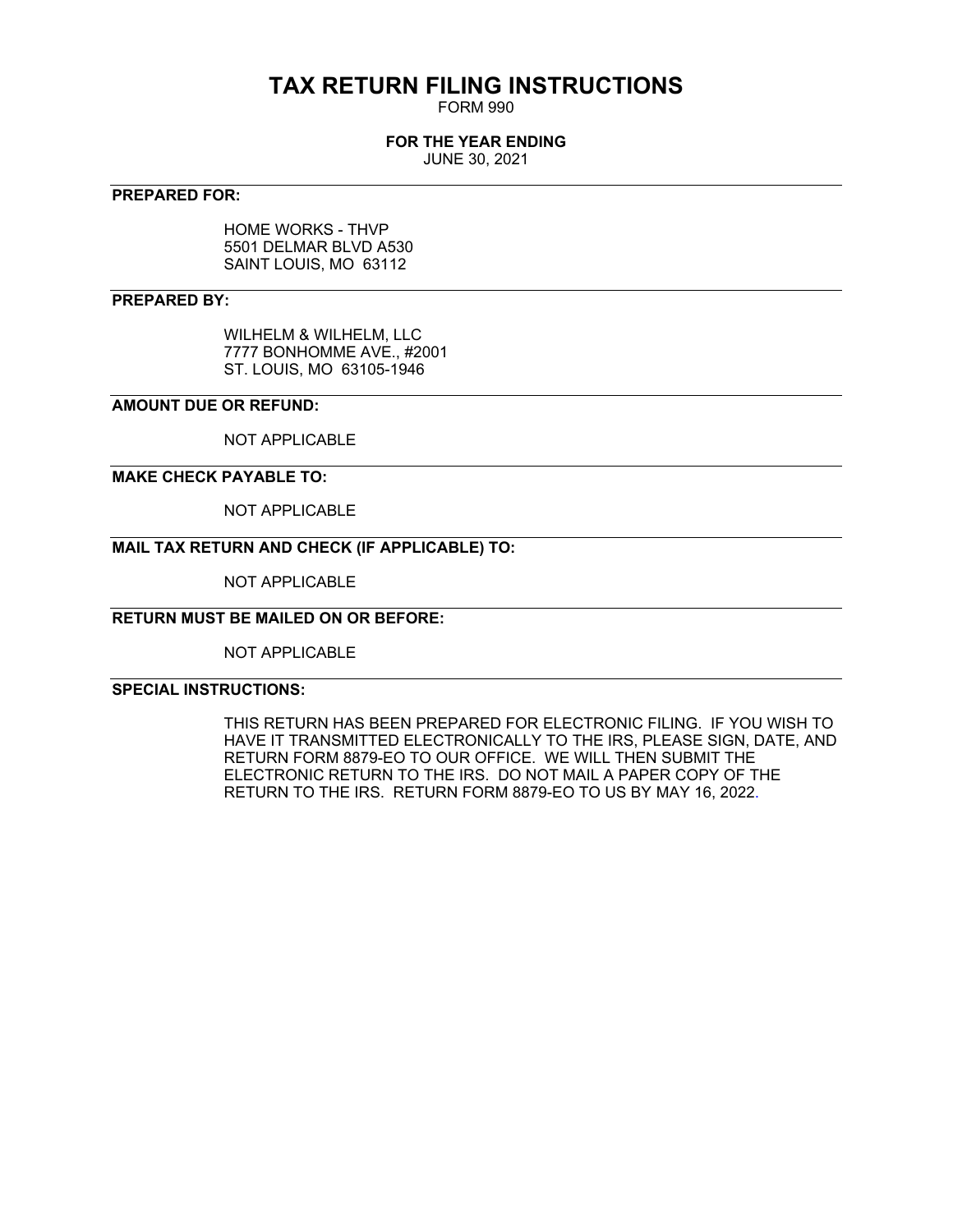# TAX RETURN FILING INSTRUCTIONS

FORM 990

**FOR THE YEAR ENDING**

JUNE 30, 2021

---

**PREPARED FOR:**

HOME WORKS - THVP
5501 DELMAR BLVD A530
SAINT LOUIS, MO 63112

---

**PREPARED BY:**

WILHELM & WILHELM, LLC
7777 BONHOMME AVE., #2001
ST. LOUIS, MO 63105-1946

---

**AMOUNT DUE OR REFUND:**

NOT APPLICABLE

---

**MAKE CHECK PAYABLE TO:**

NOT APPLICABLE

---

**MAIL TAX RETURN AND CHECK (IF APPLICABLE) TO:**

NOT APPLICABLE

---

**RETURN MUST BE MAILED ON OR BEFORE:**

NOT APPLICABLE

---

**SPECIAL INSTRUCTIONS:**

THIS RETURN HAS BEEN PREPARED FOR ELECTRONIC FILING. IF YOU WISH TO HAVE IT TRANSMITTED ELECTRONICALLY TO THE IRS, PLEASE SIGN, DATE, AND RETURN FORM 8879-EO TO OUR OFFICE. WE WILL THEN SUBMIT THE ELECTRONIC RETURN TO THE IRS. DO NOT MAIL A PAPER COPY OF THE RETURN TO THE IRS. RETURN FORM 8879-EO TO US BY MAY 16, 2022.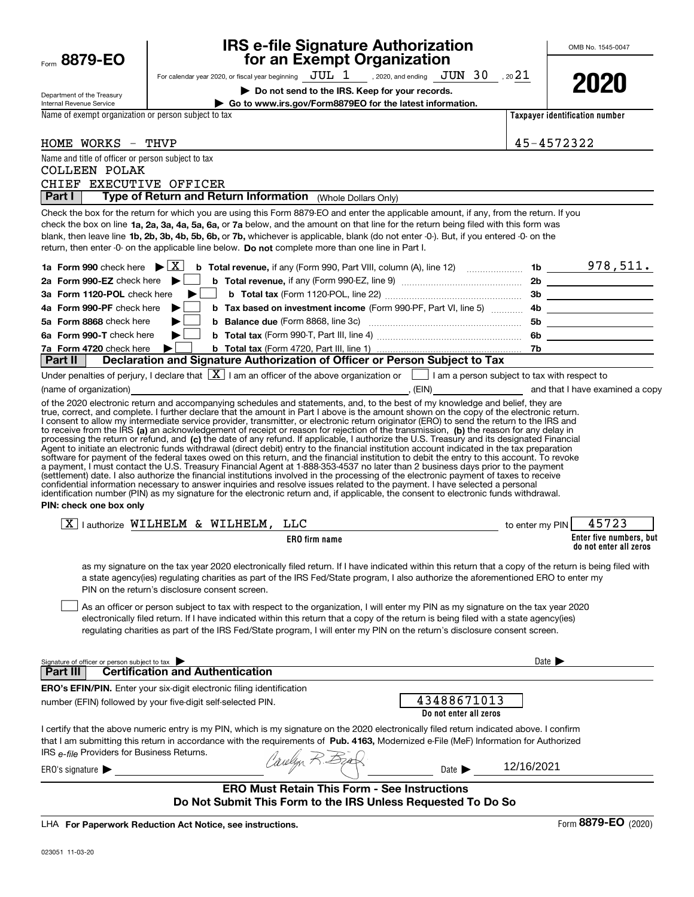Form **8879-EO**

Department of the Treasury
Internal Revenue Service

# IRS e-file Signature Authorization for an Exempt Organization

For calendar year 2020, or fiscal year beginning JUL 1, 2020, and ending JUN 30, 2021

▶ **Do not send to the IRS. Keep for your records.**

▶ **Go to www.irs.gov/Form8879EO for the latest information.**

OMB No. 1545-0047

**2020**

Name of exempt organization or person subject to tax: HOME WORKS - THVP

**Taxpayer identification number:** 45-4572322

Name and title of officer or person subject to tax:
COLLEEN POLAK
CHIEF EXECUTIVE OFFICER

**Part I — Type of Return and Return Information** (Whole Dollars Only)

Check the box for the return for which you are using this Form 8879-EO and enter the applicable amount, if any, from the return. If you check the box on line **1a, 2a, 3a, 4a, 5a, 6a,** or **7a** below, and the amount on that line for the return being filed with this form was blank, then leave line **1b, 2b, 3b, 4b, 5b, 6b,** or **7b,** whichever is applicable, blank (do not enter -0-). But, if you entered -0- on the return, then enter -0- on the applicable line below. **Do not** complete more than one line in Part I.

| | | | |
|---|---|---|---|
| **1a Form 990** check here ▶ [X] | **b Total revenue,** if any (Form 990, Part VIII, column (A), line 12) | 1b | 978,511. |
| **2a Form 990-EZ** check here ▶ [ ] | **b Total revenue,** if any (Form 990-EZ, line 9) | 2b | |
| **3a Form 1120-POL** check here ▶ [ ] | **b Total tax** (Form 1120-POL, line 22) | 3b | |
| **4a Form 990-PF** check here ▶ [ ] | **b Tax based on investment income** (Form 990-PF, Part VI, line 5) | 4b | |
| **5a Form 8868** check here ▶ [ ] | **b Balance due** (Form 8868, line 3c) | 5b | |
| **6a Form 990-T** check here ▶ [ ] | **b Total tax** (Form 990-T, Part III, line 4) | 6b | |
| **7a Form 4720** check here ▶ [ ] | **b Total tax** (Form 4720, Part III, line 1) | 7b | |

**Part II — Declaration and Signature Authorization of Officer or Person Subject to Tax**

Under penalties of perjury, I declare that [X] I am an officer of the above organization or [ ] I am a person subject to tax with respect to (name of organization) ______, (EIN) ______ and that I have examined a copy of the 2020 electronic return and accompanying schedules and statements, and, to the best of my knowledge and belief, they are true, correct, and complete. I further declare that the amount in Part I above is the amount shown on the copy of the electronic return. I consent to allow my intermediate service provider, transmitter, or electronic return originator (ERO) to send the return to the IRS and to receive from the IRS **(a)** an acknowledgement of receipt or reason for rejection of the transmission, **(b)** the reason for any delay in processing the return or refund, and **(c)** the date of any refund. If applicable, I authorize the U.S. Treasury and its designated Financial Agent to initiate an electronic funds withdrawal (direct debit) entry to the financial institution account indicated in the tax preparation software for payment of the federal taxes owed on this return, and the financial institution to debit the entry to this account. To revoke a payment, I must contact the U.S. Treasury Financial Agent at 1-888-353-4537 no later than 2 business days prior to the payment (settlement) date. I also authorize the financial institutions involved in the processing of the electronic payment of taxes to receive confidential information necessary to answer inquiries and resolve issues related to the payment. I have selected a personal identification number (PIN) as my signature for the electronic return and, if applicable, the consent to electronic funds withdrawal.

**PIN: check one box only**

[X] I authorize WILHELM & WILHELM, LLC (**ERO firm name**) to enter my PIN 45723 (**Enter five numbers, but do not enter all zeros**)

as my signature on the tax year 2020 electronically filed return. If I have indicated within this return that a copy of the return is being filed with a state agency(ies) regulating charities as part of the IRS Fed/State program, I also authorize the aforementioned ERO to enter my PIN on the return's disclosure consent screen.

[ ] As an officer or person subject to tax with respect to the organization, I will enter my PIN as my signature on the tax year 2020 electronically filed return. If I have indicated within this return that a copy of the return is being filed with a state agency(ies) regulating charities as part of the IRS Fed/State program, I will enter my PIN on the return's disclosure consent screen.

Signature of officer or person subject to tax ▶ ______ Date ▶ ______

**Part III — Certification and Authentication**

**ERO's EFIN/PIN.** Enter your six-digit electronic filing identification number (EFIN) followed by your five-digit self-selected PIN.

43488671013
**Do not enter all zeros**

I certify that the above numeric entry is my PIN, which is my signature on the 2020 electronically filed return indicated above. I confirm that I am submitting this return in accordance with the requirements of **Pub. 4163,** Modernized e-File (MeF) Information for Authorized IRS *e-file* Providers for Business Returns.

ERO's signature ▶ Carolyn R. Bzap Date ▶ 12/16/2021

**ERO Must Retain This Form - See Instructions**
**Do Not Submit This Form to the IRS Unless Requested To Do So**

LHA **For Paperwork Reduction Act Notice, see instructions.**

Form **8879-EO** (2020)

023051 11-03-20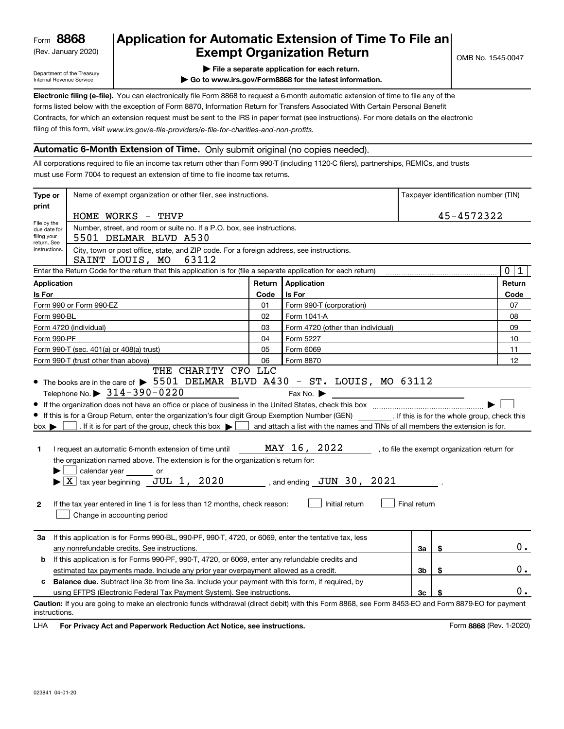Form **8868**
(Rev. January 2020)

Department of the Treasury
Internal Revenue Service

# Application for Automatic Extension of Time To File an Exempt Organization Return

OMB No. 1545-0047

▶ File a separate application for each return.

▶ Go to www.irs.gov/Form8868 for the latest information.

**Electronic filing (e-file).** You can electronically file Form 8868 to request a 6-month automatic extension of time to file any of the forms listed below with the exception of Form 8870, Information Return for Transfers Associated With Certain Personal Benefit Contracts, for which an extension request must be sent to the IRS in paper format (see instructions). For more details on the electronic filing of this form, visit *www.irs.gov/e-file-providers/e-file-for-charities-and-non-profits.*

## Automatic 6-Month Extension of Time. Only submit original (no copies needed).

All corporations required to file an income tax return other than Form 990-T (including 1120-C filers), partnerships, REMICs, and trusts must use Form 7004 to request an extension of time to file income tax returns.

| Type or print | Name of exempt organization or other filer, see instructions. | Taxpayer identification number (TIN) |
|---|---|---|
| File by the due date for filing your return. See instructions. | HOME WORKS - THVP | 45-4572322 |
| | Number, street, and room or suite no. If a P.O. box, see instructions. 5501 DELMAR BLVD A530 | |
| | City, town or post office, state, and ZIP code. For a foreign address, see instructions. SAINT LOUIS, MO 63112 | |

Enter the Return Code for the return that this application is for (file a separate application for each return) ..... 0 1

| Application Is For | Return Code | Application Is For | Return Code |
|---|---|---|---|
| Form 990 or Form 990-EZ | 01 | Form 990-T (corporation) | 07 |
| Form 990-BL | 02 | Form 1041-A | 08 |
| Form 4720 (individual) | 03 | Form 4720 (other than individual) | 09 |
| Form 990-PF | 04 | Form 5227 | 10 |
| Form 990-T (sec. 401(a) or 408(a) trust) | 05 | Form 6069 | 11 |
| Form 990-T (trust other than above) | 06 | Form 8870 | 12 |

- The books are in the care of ▶ THE CHARITY CFO LLC 5501 DELMAR BLVD A430 - ST. LOUIS, MO 63112
  Telephone No. ▶ 314-390-0220 Fax No. ▶
- If the organization does not have an office or place of business in the United States, check this box ..... ▶ ☐
- If this is for a Group Return, enter the organization's four digit Group Exemption Number (GEN) ______ . If this is for the whole group, check this box ▶ ☐ . If it is for part of the group, check this box ▶ ☐ and attach a list with the names and TINs of all members the extension is for.

**1** I request an automatic 6-month extension of time until MAY 16, 2022 , to file the exempt organization return for the organization named above. The extension is for the organization's return for:
▶ ☐ calendar year ______ or
▶ ☒ tax year beginning JUL 1, 2020 , and ending JUN 30, 2021 .

**2** If the tax year entered in line 1 is for less than 12 months, check reason: ☐ Initial return ☐ Final return
☐ Change in accounting period

| | | | | |
|---|---|---|---|---|
| **3a** | If this application is for Forms 990-BL, 990-PF, 990-T, 4720, or 6069, enter the tentative tax, less any nonrefundable credits. See instructions. | 3a | $ | 0. |
| **b** | If this application is for Forms 990-PF, 990-T, 4720, or 6069, enter any refundable credits and estimated tax payments made. Include any prior year overpayment allowed as a credit. | 3b | $ | 0. |
| **c** | **Balance due.** Subtract line 3b from line 3a. Include your payment with this form, if required, by using EFTPS (Electronic Federal Tax Payment System). See instructions. | 3c | $ | 0. |

**Caution:** If you are going to make an electronic funds withdrawal (direct debit) with this Form 8868, see Form 8453-EO and Form 8879-EO for payment instructions.

LHA **For Privacy Act and Paperwork Reduction Act Notice, see instructions.** Form **8868** (Rev. 1-2020)

023841 04-01-20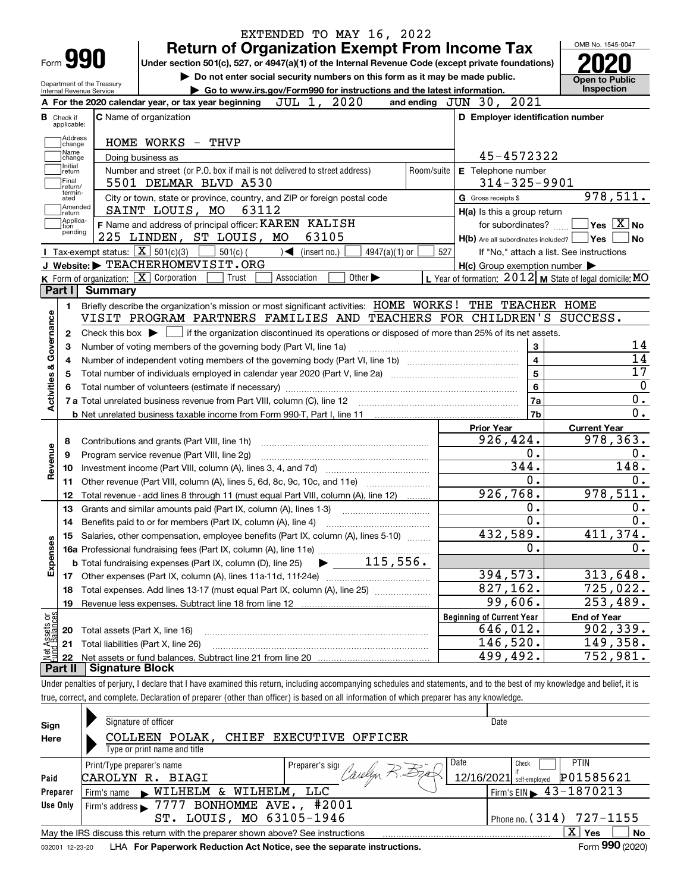EXTENDED TO MAY 16, 2022

# Form 990 — Return of Organization Exempt From Income Tax

Under section 501(c), 527, or 4947(a)(1) of the Internal Revenue Code (except private foundations)

▶ Do not enter social security numbers on this form as it may be made public.

▶ Go to www.irs.gov/Form990 for instructions and the latest information.

Department of the Treasury, Internal Revenue Service

OMB No. 1545-0047 — **2020** — Open to Public Inspection

**A** For the 2020 calendar year, or tax year beginning JUL 1, 2020 and ending JUN 30, 2021

**B** Check if applicable: Address change / Name change / Initial return / Final return/terminated / Amended return / Application pending

**C** Name of organization: HOME WORKS - THVP

Doing business as

Number and street (or P.O. box if mail is not delivered to street address): 5501 DELMAR BLVD A530 — Room/suite

City or town, state or province, country, and ZIP or foreign postal code: SAINT LOUIS, MO 63112

**D** Employer identification number: 45-4572322

**E** Telephone number: 314-325-9901

**G** Gross receipts $ 978,511.

**F** Name and address of principal officer: KAREN KALISH, 225 LINDEN, ST LOUIS, MO 63105

**H(a)** Is this a group return for subordinates? ☐ Yes ☒ No

**H(b)** Are all subordinates included? ☐ Yes ☐ No — If "No," attach a list. See instructions

**H(c)** Group exemption number ▶

**I** Tax-exempt status: ☒ 501(c)(3) ☐ 501(c) ( ) ◀ (insert no.) ☐ 4947(a)(1) or ☐ 527

**J** Website: ▶ TEACHERHOMEVISIT.ORG

**K** Form of organization: ☒ Corporation ☐ Trust ☐ Association ☐ Other ▶

**L** Year of formation: 2012 **M** State of legal domicile: MO

## Part I Summary

**Activities & Governance**

1. Briefly describe the organization's mission or most significant activities: HOME WORKS! THE TEACHER HOME VISIT PROGRAM PARTNERS FAMILIES AND TEACHERS FOR CHILDREN'S SUCCESS.
2. Check this box ▶ ☐ if the organization discontinued its operations or disposed of more than 25% of its net assets.

| | | Line | Value |
|---|---|---|---|
| 3 | Number of voting members of the governing body (Part VI, line 1a) | 3 | 14 |
| 4 | Number of independent voting members of the governing body (Part VI, line 1b) | 4 | 14 |
| 5 | Total number of individuals employed in calendar year 2020 (Part V, line 2a) | 5 | 17 |
| 6 | Total number of volunteers (estimate if necessary) | 6 | 0 |
| 7a | Total unrelated business revenue from Part VIII, column (C), line 12 | 7a | 0. |
| 7b | Net unrelated business taxable income from Form 990-T, Part I, line 11 | 7b | 0. |

| | | Prior Year | Current Year |
|---|---|---|---|
| **Revenue** | | | |
| 8 | Contributions and grants (Part VIII, line 1h) | 926,424. | 978,363. |
| 9 | Program service revenue (Part VIII, line 2g) | 0. | 0. |
| 10 | Investment income (Part VIII, column (A), lines 3, 4, and 7d) | 344. | 148. |
| 11 | Other revenue (Part VIII, column (A), lines 5, 6d, 8c, 9c, 10c, and 11e) | 0. | 0. |
| 12 | Total revenue - add lines 8 through 11 (must equal Part VIII, column (A), line 12) | 926,768. | 978,511. |
| **Expenses** | | | |
| 13 | Grants and similar amounts paid (Part IX, column (A), lines 1-3) | 0. | 0. |
| 14 | Benefits paid to or for members (Part IX, column (A), line 4) | 0. | 0. |
| 15 | Salaries, other compensation, employee benefits (Part IX, column (A), lines 5-10) | 432,589. | 411,374. |
| 16a | Professional fundraising fees (Part IX, column (A), line 11e) | 0. | 0. |
| b | Total fundraising expenses (Part IX, column (D), line 25) ▶ 115,556. | | |
| 17 | Other expenses (Part IX, column (A), lines 11a-11d, 11f-24e) | 394,573. | 313,648. |
| 18 | Total expenses. Add lines 13-17 (must equal Part IX, column (A), line 25) | 827,162. | 725,022. |
| 19 | Revenue less expenses. Subtract line 18 from line 12 | 99,606. | 253,489. |

| **Net Assets or Fund Balances** | | Beginning of Current Year | End of Year |
|---|---|---|---|
| 20 | Total assets (Part X, line 16) | 646,012. | 902,339. |
| 21 | Total liabilities (Part X, line 26) | 146,520. | 149,358. |
| 22 | Net assets or fund balances. Subtract line 21 from line 20 | 499,492. | 752,981. |

## Part II Signature Block

Under penalties of perjury, I declare that I have examined this return, including accompanying schedules and statements, and to the best of my knowledge and belief, it is true, correct, and complete. Declaration of preparer (other than officer) is based on all information of which preparer has any knowledge.

**Sign Here**

Signature of officer — Date

COLLEEN POLAK, CHIEF EXECUTIVE OFFICER

Type or print name and title

**Paid Preparer Use Only**

| Print/Type preparer's name | Preparer's signature | Date | Check if self-employed | PTIN |
|---|---|---|---|---|
| CAROLYN R. BIAGI | Carolyn R. Biagi | 12/16/2021 | ☐ | P01585621 |

Firm's name ▶ WILHELM & WILHELM, LLC — Firm's EIN ▶ 43-1870213

Firm's address ▶ 7777 BONHOMME AVE., #2001, ST. LOUIS, MO 63105-1946 — Phone no. (314) 727-1155

May the IRS discuss this return with the preparer shown above? See instructions ☒ Yes ☐ No

032001 12-23-20 LHA For Paperwork Reduction Act Notice, see the separate instructions. Form **990** (2020)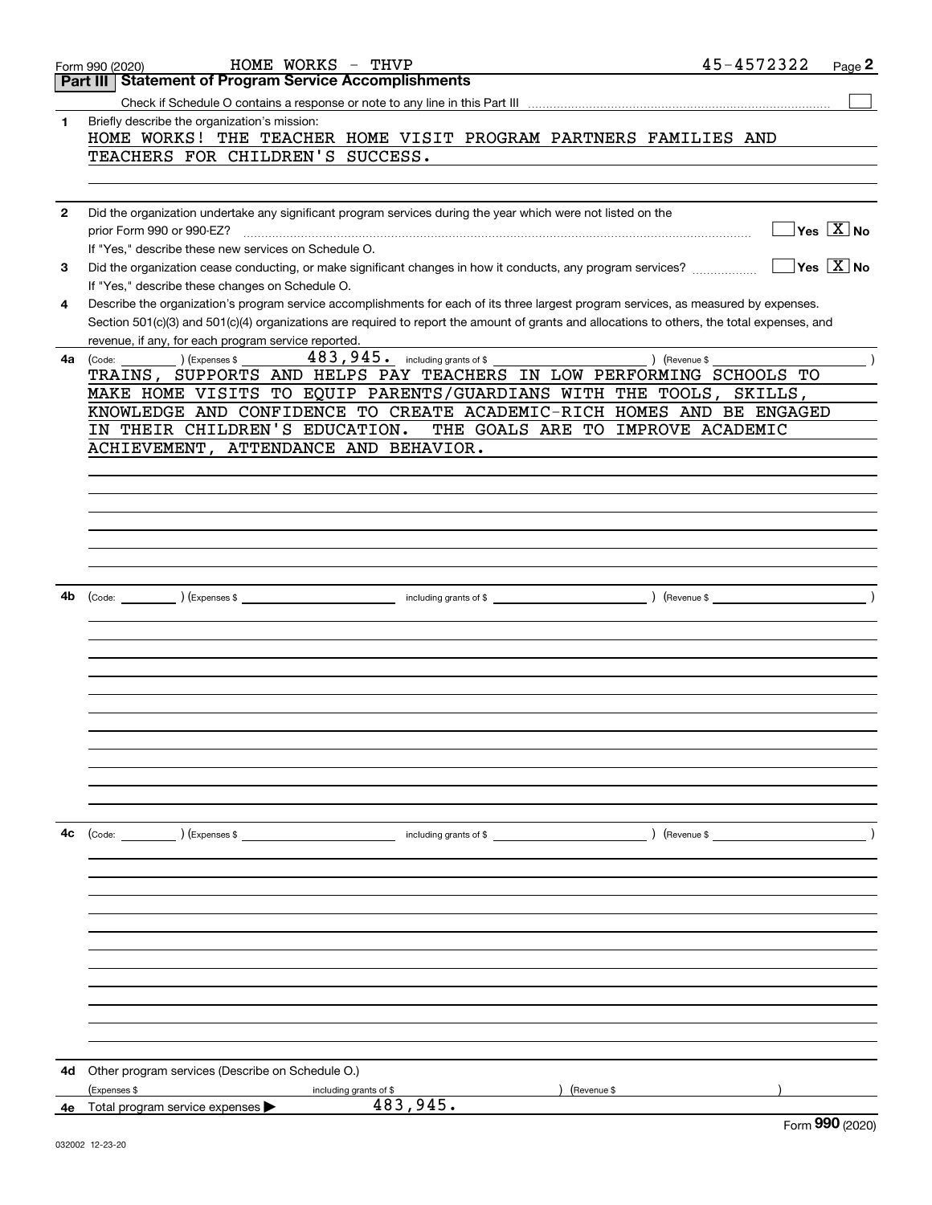Form 990 (2020) HOME WORKS - THVP 45-4572322

## Part III Statement of Program Service Accomplishments

Check if Schedule O contains a response or note to any line in this Part III [ ]

**1** Briefly describe the organization's mission:

HOME WORKS! THE TEACHER HOME VISIT PROGRAM PARTNERS FAMILIES AND TEACHERS FOR CHILDREN'S SUCCESS.

**2** Did the organization undertake any significant program services during the year which were not listed on the prior Form 990 or 990-EZ? [ ] Yes [X] No

If "Yes," describe these new services on Schedule O.

**3** Did the organization cease conducting, or make significant changes in how it conducts, any program services? [ ] Yes [X] No

If "Yes," describe these changes on Schedule O.

**4** Describe the organization's program service accomplishments for each of its three largest program services, as measured by expenses. Section 501(c)(3) and 501(c)(4) organizations are required to report the amount of grants and allocations to others, the total expenses, and revenue, if any, for each program service reported.

**4a** (Code: ) (Expenses $ 483,945. including grants of $ ) (Revenue $ )

TRAINS, SUPPORTS AND HELPS PAY TEACHERS IN LOW PERFORMING SCHOOLS TO MAKE HOME VISITS TO EQUIP PARENTS/GUARDIANS WITH THE TOOLS, SKILLS, KNOWLEDGE AND CONFIDENCE TO CREATE ACADEMIC-RICH HOMES AND BE ENGAGED IN THEIR CHILDREN'S EDUCATION. THE GOALS ARE TO IMPROVE ACADEMIC ACHIEVEMENT, ATTENDANCE AND BEHAVIOR.

**4b** (Code: ) (Expenses $ including grants of $ ) (Revenue $ )

**4c** (Code: ) (Expenses $ including grants of $ ) (Revenue $ )

**4d** Other program services (Describe on Schedule O.)

(Expenses $ including grants of $ ) (Revenue $ )

**4e** Total program service expenses ▶ 483,945.

Form **990** (2020)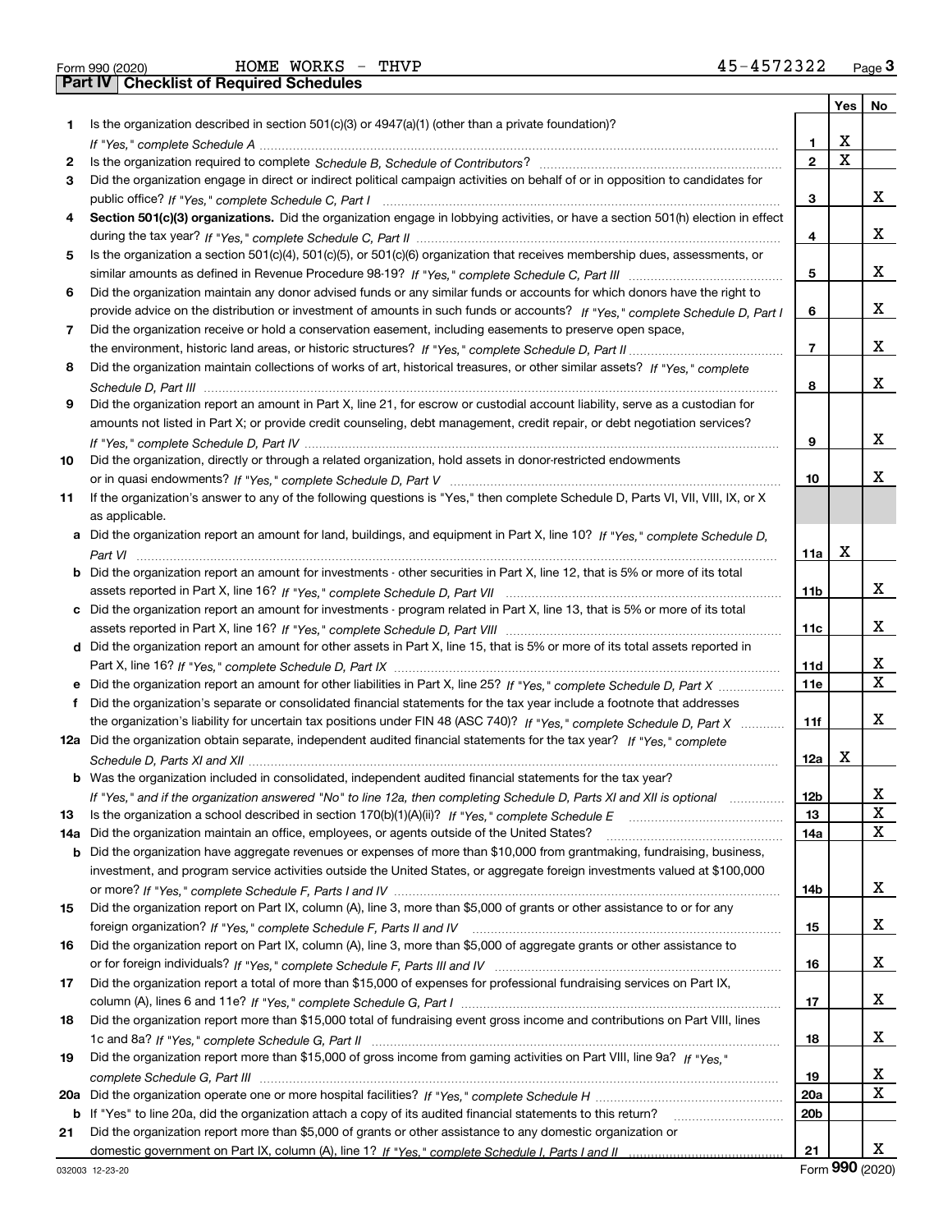Form 990 (2020) HOME WORKS - THVP 45-4572322

## Part IV Checklist of Required Schedules

| | | | Yes | No |
|---|---|---|---|---|
| 1 | Is the organization described in section 501(c)(3) or 4947(a)(1) (other than a private foundation)? *If "Yes," complete Schedule A* | 1 | X | |
| 2 | Is the organization required to complete *Schedule B, Schedule of Contributors*? | 2 | X | |
| 3 | Did the organization engage in direct or indirect political campaign activities on behalf of or in opposition to candidates for public office? *If "Yes," complete Schedule C, Part I* | 3 | | X |
| 4 | **Section 501(c)(3) organizations.** Did the organization engage in lobbying activities, or have a section 501(h) election in effect during the tax year? *If "Yes," complete Schedule C, Part II* | 4 | | X |
| 5 | Is the organization a section 501(c)(4), 501(c)(5), or 501(c)(6) organization that receives membership dues, assessments, or similar amounts as defined in Revenue Procedure 98-19? *If "Yes," complete Schedule C, Part III* | 5 | | X |
| 6 | Did the organization maintain any donor advised funds or any similar funds or accounts for which donors have the right to provide advice on the distribution or investment of amounts in such funds or accounts? *If "Yes," complete Schedule D, Part I* | 6 | | X |
| 7 | Did the organization receive or hold a conservation easement, including easements to preserve open space, the environment, historic land areas, or historic structures? *If "Yes," complete Schedule D, Part II* | 7 | | X |
| 8 | Did the organization maintain collections of works of art, historical treasures, or other similar assets? *If "Yes," complete Schedule D, Part III* | 8 | | X |
| 9 | Did the organization report an amount in Part X, line 21, for escrow or custodial account liability, serve as a custodian for amounts not listed in Part X; or provide credit counseling, debt management, credit repair, or debt negotiation services? *If "Yes," complete Schedule D, Part IV* | 9 | | X |
| 10 | Did the organization, directly or through a related organization, hold assets in donor-restricted endowments or in quasi endowments? *If "Yes," complete Schedule D, Part V* | 10 | | X |
| 11 | If the organization's answer to any of the following questions is "Yes," then complete Schedule D, Parts VI, VII, VIII, IX, or X as applicable. | | | |
| a | Did the organization report an amount for land, buildings, and equipment in Part X, line 10? *If "Yes," complete Schedule D, Part VI* | 11a | X | |
| b | Did the organization report an amount for investments - other securities in Part X, line 12, that is 5% or more of its total assets reported in Part X, line 16? *If "Yes," complete Schedule D, Part VII* | 11b | | X |
| c | Did the organization report an amount for investments - program related in Part X, line 13, that is 5% or more of its total assets reported in Part X, line 16? *If "Yes," complete Schedule D, Part VIII* | 11c | | X |
| d | Did the organization report an amount for other assets in Part X, line 15, that is 5% or more of its total assets reported in Part X, line 16? *If "Yes," complete Schedule D, Part IX* | 11d | | X |
| e | Did the organization report an amount for other liabilities in Part X, line 25? *If "Yes," complete Schedule D, Part X* | 11e | | X |
| f | Did the organization's separate or consolidated financial statements for the tax year include a footnote that addresses the organization's liability for uncertain tax positions under FIN 48 (ASC 740)? *If "Yes," complete Schedule D, Part X* | 11f | | X |
| 12a | Did the organization obtain separate, independent audited financial statements for the tax year? *If "Yes," complete Schedule D, Parts XI and XII* | 12a | X | |
| b | Was the organization included in consolidated, independent audited financial statements for the tax year? *If "Yes," and if the organization answered "No" to line 12a, then completing Schedule D, Parts XI and XII is optional* | 12b | | X |
| 13 | Is the organization a school described in section 170(b)(1)(A)(ii)? *If "Yes," complete Schedule E* | 13 | | X |
| 14a | Did the organization maintain an office, employees, or agents outside of the United States? | 14a | | X |
| b | Did the organization have aggregate revenues or expenses of more than $10,000 from grantmaking, fundraising, business, investment, and program service activities outside the United States, or aggregate foreign investments valued at $100,000 or more? *If "Yes," complete Schedule F, Parts I and IV* | 14b | | X |
| 15 | Did the organization report on Part IX, column (A), line 3, more than $5,000 of grants or other assistance to or for any foreign organization? *If "Yes," complete Schedule F, Parts II and IV* | 15 | | X |
| 16 | Did the organization report on Part IX, column (A), line 3, more than $5,000 of aggregate grants or other assistance to or for foreign individuals? *If "Yes," complete Schedule F, Parts III and IV* | 16 | | X |
| 17 | Did the organization report a total of more than $15,000 of expenses for professional fundraising services on Part IX, column (A), lines 6 and 11e? *If "Yes," complete Schedule G, Part I* | 17 | | X |
| 18 | Did the organization report more than $15,000 total of fundraising event gross income and contributions on Part VIII, lines 1c and 8a? *If "Yes," complete Schedule G, Part II* | 18 | | X |
| 19 | Did the organization report more than $15,000 of gross income from gaming activities on Part VIII, line 9a? *If "Yes," complete Schedule G, Part III* | 19 | | X |
| 20a | Did the organization operate one or more hospital facilities? *If "Yes," complete Schedule H* | 20a | | X |
| b | If "Yes" to line 20a, did the organization attach a copy of its audited financial statements to this return? | 20b | | |
| 21 | Did the organization report more than $5,000 of grants or other assistance to any domestic organization or domestic government on Part IX, column (A), line 1? *If "Yes," complete Schedule I, Parts I and II* | 21 | | X |

032003 12-23-20 Form **990** (2020)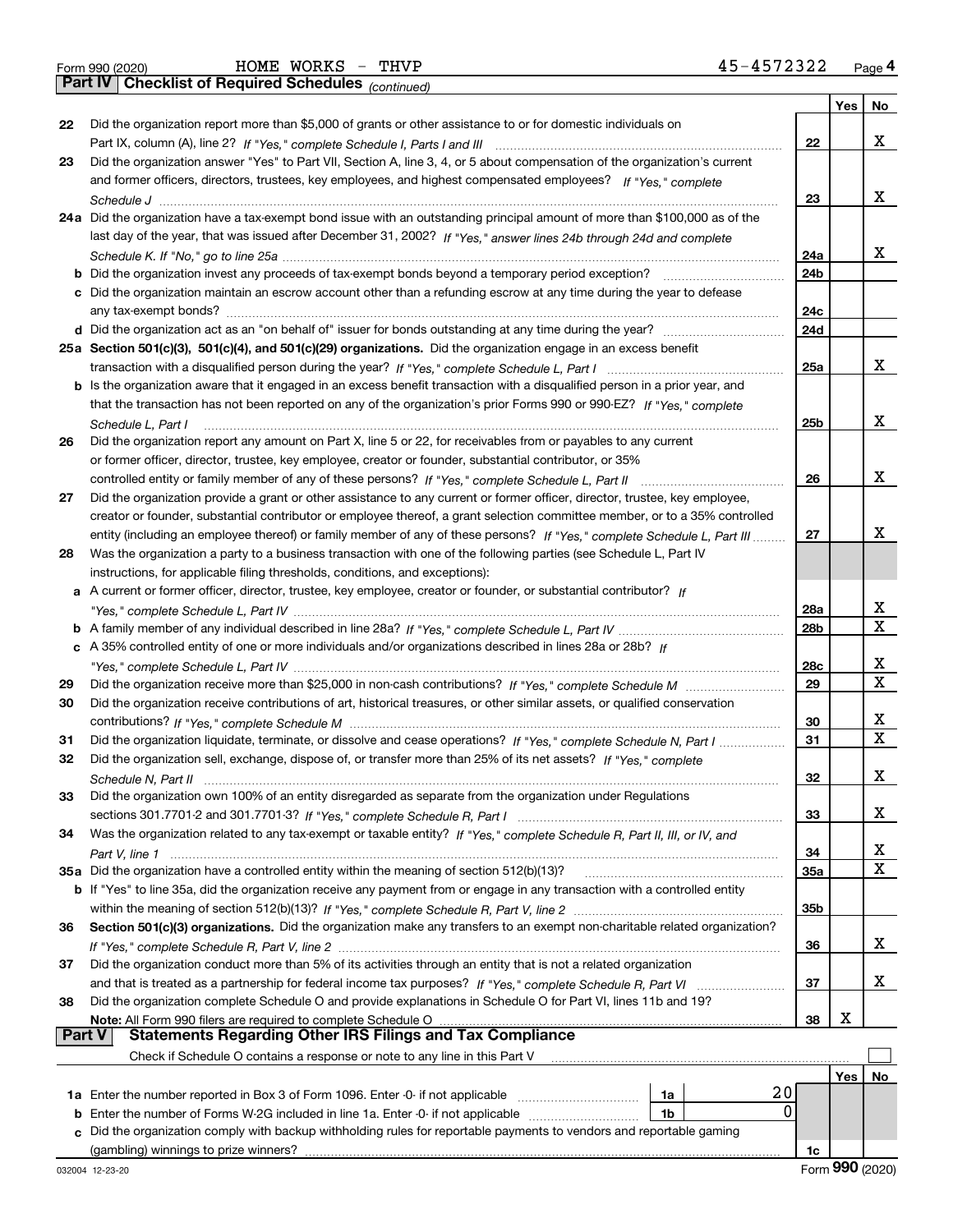Form 990 (2020) HOME WORKS - THVP 45-4572322

**Part IV Checklist of Required Schedules** *(continued)*

| | | | Yes | No |
|---|---|---|---|---|
| 22 | Did the organization report more than $5,000 of grants or other assistance to or for domestic individuals on Part IX, column (A), line 2? *If "Yes," complete Schedule I, Parts I and III* | 22 | | X |
| 23 | Did the organization answer "Yes" to Part VII, Section A, line 3, 4, or 5 about compensation of the organization's current and former officers, directors, trustees, key employees, and highest compensated employees? *If "Yes," complete Schedule J* | 23 | | X |
| 24a | Did the organization have a tax-exempt bond issue with an outstanding principal amount of more than $100,000 as of the last day of the year, that was issued after December 31, 2002? *If "Yes," answer lines 24b through 24d and complete Schedule K. If "No," go to line 25a* | 24a | | X |
| b | Did the organization invest any proceeds of tax-exempt bonds beyond a temporary period exception? | 24b | | |
| c | Did the organization maintain an escrow account other than a refunding escrow at any time during the year to defease any tax-exempt bonds? | 24c | | |
| d | Did the organization act as an "on behalf of" issuer for bonds outstanding at any time during the year? | 24d | | |
| 25a | **Section 501(c)(3), 501(c)(4), and 501(c)(29) organizations.** Did the organization engage in an excess benefit transaction with a disqualified person during the year? *If "Yes," complete Schedule L, Part I* | 25a | | X |
| b | Is the organization aware that it engaged in an excess benefit transaction with a disqualified person in a prior year, and that the transaction has not been reported on any of the organization's prior Forms 990 or 990-EZ? *If "Yes," complete Schedule L, Part I* | 25b | | X |
| 26 | Did the organization report any amount on Part X, line 5 or 22, for receivables from or payables to any current or former officer, director, trustee, key employee, creator or founder, substantial contributor, or 35% controlled entity or family member of any of these persons? *If "Yes," complete Schedule L, Part II* | 26 | | X |
| 27 | Did the organization provide a grant or other assistance to any current or former officer, director, trustee, key employee, creator or founder, substantial contributor or employee thereof, a grant selection committee member, or to a 35% controlled entity (including an employee thereof) or family member of any of these persons? *If "Yes," complete Schedule L, Part III* | 27 | | X |
| 28 | Was the organization a party to a business transaction with one of the following parties (see Schedule L, Part IV instructions, for applicable filing thresholds, conditions, and exceptions): | | | |
| a | A current or former officer, director, trustee, key employee, creator or founder, or substantial contributor? *If "Yes," complete Schedule L, Part IV* | 28a | | X |
| b | A family member of any individual described in line 28a? *If "Yes," complete Schedule L, Part IV* | 28b | | X |
| c | A 35% controlled entity of one or more individuals and/or organizations described in lines 28a or 28b? *If "Yes," complete Schedule L, Part IV* | 28c | | X |
| 29 | Did the organization receive more than $25,000 in non-cash contributions? *If "Yes," complete Schedule M* | 29 | | X |
| 30 | Did the organization receive contributions of art, historical treasures, or other similar assets, or qualified conservation contributions? *If "Yes," complete Schedule M* | 30 | | X |
| 31 | Did the organization liquidate, terminate, or dissolve and cease operations? *If "Yes," complete Schedule N, Part I* | 31 | | X |
| 32 | Did the organization sell, exchange, dispose of, or transfer more than 25% of its net assets? *If "Yes," complete Schedule N, Part II* | 32 | | X |
| 33 | Did the organization own 100% of an entity disregarded as separate from the organization under Regulations sections 301.7701-2 and 301.7701-3? *If "Yes," complete Schedule R, Part I* | 33 | | X |
| 34 | Was the organization related to any tax-exempt or taxable entity? *If "Yes," complete Schedule R, Part II, III, or IV, and Part V, line 1* | 34 | | X |
| 35a | Did the organization have a controlled entity within the meaning of section 512(b)(13)? | 35a | | X |
| b | If "Yes" to line 35a, did the organization receive any payment from or engage in any transaction with a controlled entity within the meaning of section 512(b)(13)? *If "Yes," complete Schedule R, Part V, line 2* | 35b | | |
| 36 | **Section 501(c)(3) organizations.** Did the organization make any transfers to an exempt non-charitable related organization? *If "Yes," complete Schedule R, Part V, line 2* | 36 | | X |
| 37 | Did the organization conduct more than 5% of its activities through an entity that is not a related organization and that is treated as a partnership for federal income tax purposes? *If "Yes," complete Schedule R, Part VI* | 37 | | X |
| 38 | Did the organization complete Schedule O and provide explanations in Schedule O for Part VI, lines 11b and 19? **Note:** All Form 990 filers are required to complete Schedule O | 38 | X | |

**Part V Statements Regarding Other IRS Filings and Tax Compliance**

Check if Schedule O contains a response or note to any line in this Part V ☐

| | | | | | Yes | No |
|---|---|---|---|---|---|---|
| 1a | Enter the number reported in Box 3 of Form 1096. Enter -0- if not applicable | 1a | 20 | | | |
| b | Enter the number of Forms W-2G included in line 1a. Enter -0- if not applicable | 1b | 0 | | | |
| c | Did the organization comply with backup withholding rules for reportable payments to vendors and reportable gaming (gambling) winnings to prize winners? | | | 1c | | |

032004 12-23-20 Form **990** (2020)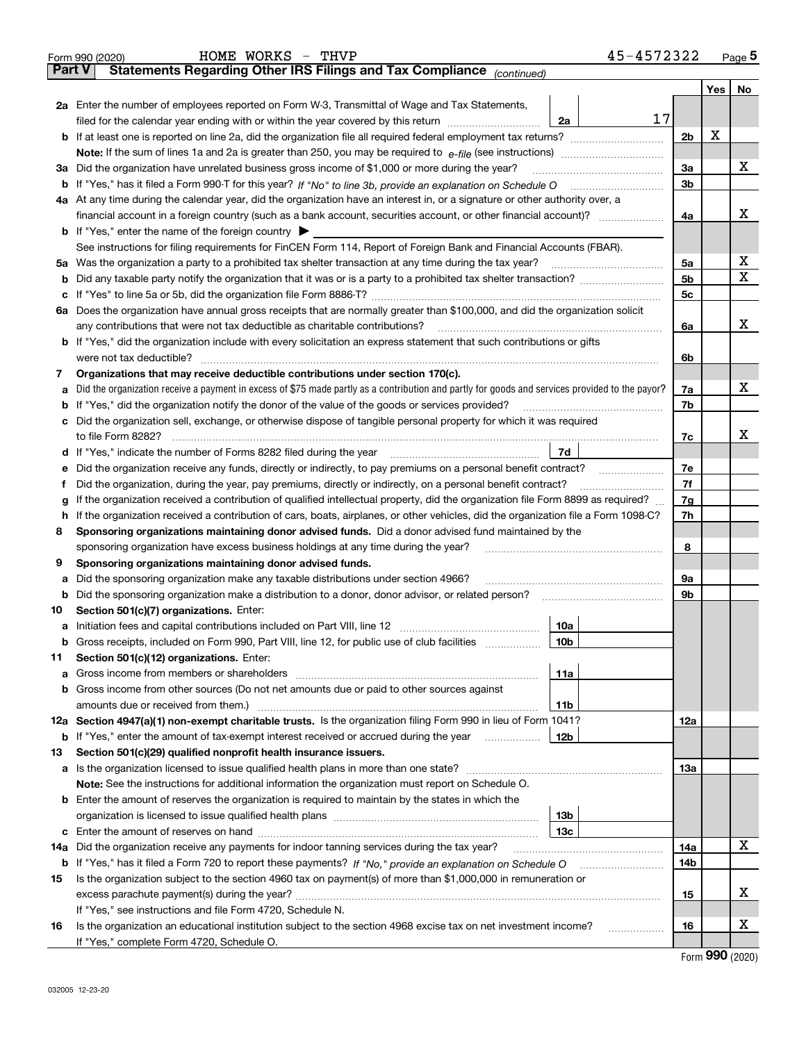Form 990 (2020) HOME WORKS - THVP 45-4572322

## Part V Statements Regarding Other IRS Filings and Tax Compliance *(continued)*

| | | | | | Yes | No |
|---|---|---|---|---|---|---|
| **2a** | Enter the number of employees reported on Form W-3, Transmittal of Wage and Tax Statements, filed for the calendar year ending with or within the year covered by this return | 2a | 17 | | | |
| **b** | If at least one is reported on line 2a, did the organization file all required federal employment tax returns? | | | 2b | X | |
| | **Note:** If the sum of lines 1a and 2a is greater than 250, you may be required to *e-file* (see instructions) | | | | | |
| **3a** | Did the organization have unrelated business gross income of $1,000 or more during the year? | | | 3a | | X |
| **b** | If "Yes," has it filed a Form 990-T for this year? *If "No" to line 3b, provide an explanation on Schedule O* | | | 3b | | |
| **4a** | At any time during the calendar year, did the organization have an interest in, or a signature or other authority over, a financial account in a foreign country (such as a bank account, securities account, or other financial account)? | | | 4a | | X |
| **b** | If "Yes," enter the name of the foreign country ▶ | | | | | |
| | See instructions for filing requirements for FinCEN Form 114, Report of Foreign Bank and Financial Accounts (FBAR). | | | | | |
| **5a** | Was the organization a party to a prohibited tax shelter transaction at any time during the tax year? | | | 5a | | X |
| **b** | Did any taxable party notify the organization that it was or is a party to a prohibited tax shelter transaction? | | | 5b | | X |
| **c** | If "Yes" to line 5a or 5b, did the organization file Form 8886-T? | | | 5c | | |
| **6a** | Does the organization have annual gross receipts that are normally greater than $100,000, and did the organization solicit any contributions that were not tax deductible as charitable contributions? | | | 6a | | X |
| **b** | If "Yes," did the organization include with every solicitation an express statement that such contributions or gifts were not tax deductible? | | | 6b | | |
| **7** | **Organizations that may receive deductible contributions under section 170(c).** | | | | | |
| **a** | Did the organization receive a payment in excess of $75 made partly as a contribution and partly for goods and services provided to the payor? | | | 7a | | X |
| **b** | If "Yes," did the organization notify the donor of the value of the goods or services provided? | | | 7b | | |
| **c** | Did the organization sell, exchange, or otherwise dispose of tangible personal property for which it was required to file Form 8282? | | | 7c | | X |
| **d** | If "Yes," indicate the number of Forms 8282 filed during the year | 7d | | | | |
| **e** | Did the organization receive any funds, directly or indirectly, to pay premiums on a personal benefit contract? | | | 7e | | |
| **f** | Did the organization, during the year, pay premiums, directly or indirectly, on a personal benefit contract? | | | 7f | | |
| **g** | If the organization received a contribution of qualified intellectual property, did the organization file Form 8899 as required? | | | 7g | | |
| **h** | If the organization received a contribution of cars, boats, airplanes, or other vehicles, did the organization file a Form 1098-C? | | | 7h | | |
| **8** | **Sponsoring organizations maintaining donor advised funds.** Did a donor advised fund maintained by the sponsoring organization have excess business holdings at any time during the year? | | | 8 | | |
| **9** | **Sponsoring organizations maintaining donor advised funds.** | | | | | |
| **a** | Did the sponsoring organization make any taxable distributions under section 4966? | | | 9a | | |
| **b** | Did the sponsoring organization make a distribution to a donor, donor advisor, or related person? | | | 9b | | |
| **10** | **Section 501(c)(7) organizations.** Enter: | | | | | |
| **a** | Initiation fees and capital contributions included on Part VIII, line 12 | 10a | | | | |
| **b** | Gross receipts, included on Form 990, Part VIII, line 12, for public use of club facilities | 10b | | | | |
| **11** | **Section 501(c)(12) organizations.** Enter: | | | | | |
| **a** | Gross income from members or shareholders | 11a | | | | |
| **b** | Gross income from other sources (Do not net amounts due or paid to other sources against amounts due or received from them.) | 11b | | | | |
| **12a** | **Section 4947(a)(1) non-exempt charitable trusts.** Is the organization filing Form 990 in lieu of Form 1041? | | | 12a | | |
| **b** | If "Yes," enter the amount of tax-exempt interest received or accrued during the year | 12b | | | | |
| **13** | **Section 501(c)(29) qualified nonprofit health insurance issuers.** | | | | | |
| **a** | Is the organization licensed to issue qualified health plans in more than one state? | | | 13a | | |
| | **Note:** See the instructions for additional information the organization must report on Schedule O. | | | | | |
| **b** | Enter the amount of reserves the organization is required to maintain by the states in which the organization is licensed to issue qualified health plans | 13b | | | | |
| **c** | Enter the amount of reserves on hand | 13c | | | | |
| **14a** | Did the organization receive any payments for indoor tanning services during the tax year? | | | 14a | | X |
| **b** | If "Yes," has it filed a Form 720 to report these payments? *If "No," provide an explanation on Schedule O* | | | 14b | | |
| **15** | Is the organization subject to the section 4960 tax on payment(s) of more than $1,000,000 in remuneration or excess parachute payment(s) during the year? | | | 15 | | X |
| | If "Yes," see instructions and file Form 4720, Schedule N. | | | | | |
| **16** | Is the organization an educational institution subject to the section 4968 excise tax on net investment income? | | | 16 | | X |
| | If "Yes," complete Form 4720, Schedule O. | | | | | |

Form **990** (2020)

032005 12-23-20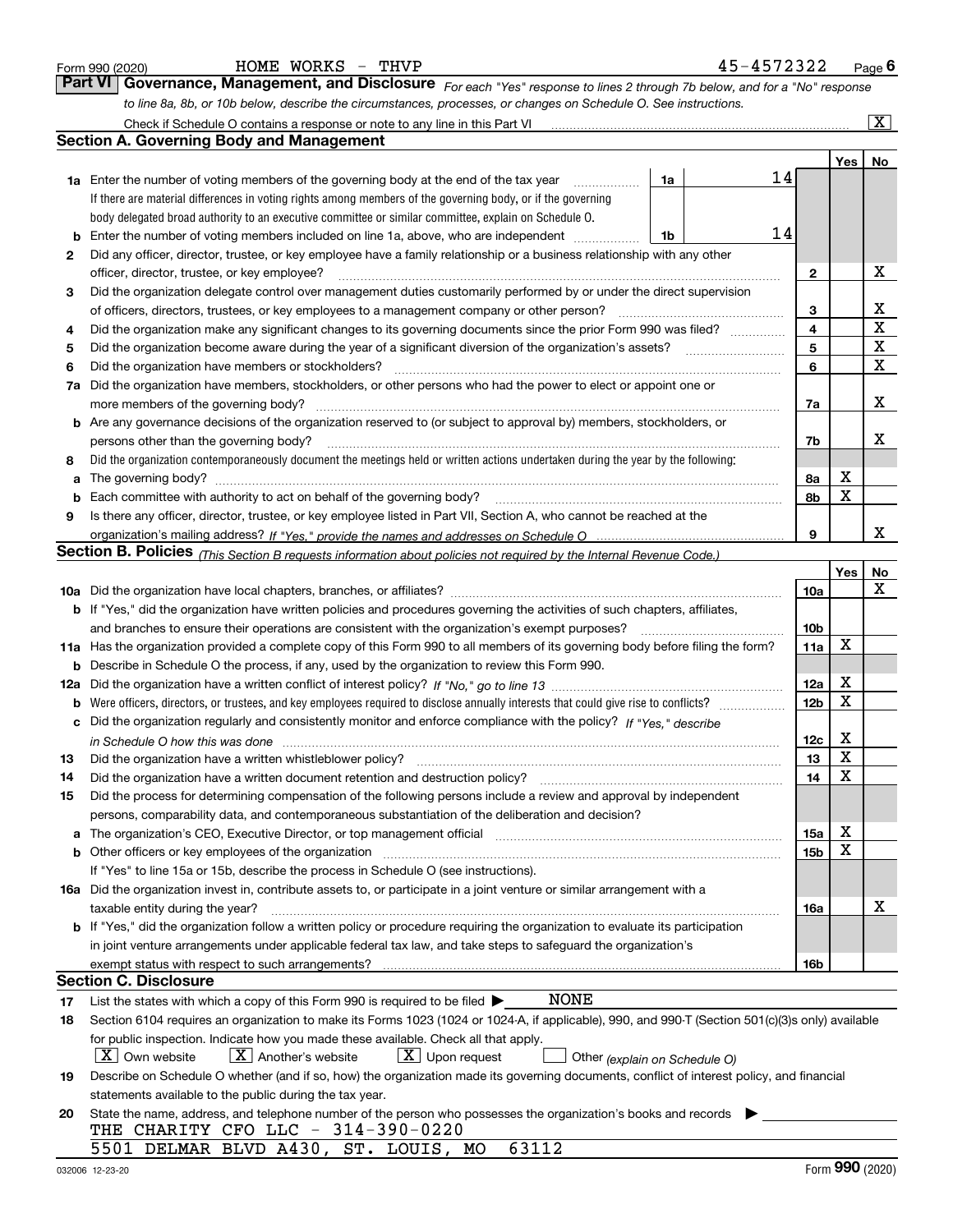Form 990 (2020) HOME WORKS - THVP 45-4572322

## Part VI Governance, Management, and Disclosure

*For each "Yes" response to lines 2 through 7b below, and for a "No" response to line 8a, 8b, or 10b below, describe the circumstances, processes, or changes on Schedule O. See instructions.*

Check if Schedule O contains a response or note to any line in this Part VI ..... [X]

### Section A. Governing Body and Management

| | | | | Yes | No |
|---|---|---|---|---|---|
| 1a | Enter the number of voting members of the governing body at the end of the tax year | 1a | 14 | | |
| | If there are material differences in voting rights among members of the governing body, or if the governing body delegated broad authority to an executive committee or similar committee, explain on Schedule O. | | | | |
| b | Enter the number of voting members included on line 1a, above, who are independent | 1b | 14 | | |
| 2 | Did any officer, director, trustee, or key employee have a family relationship or a business relationship with any other officer, director, trustee, or key employee? | 2 | | | X |
| 3 | Did the organization delegate control over management duties customarily performed by or under the direct supervision of officers, directors, trustees, or key employees to a management company or other person? | 3 | | | X |
| 4 | Did the organization make any significant changes to its governing documents since the prior Form 990 was filed? | 4 | | | X |
| 5 | Did the organization become aware during the year of a significant diversion of the organization's assets? | 5 | | | X |
| 6 | Did the organization have members or stockholders? | 6 | | | X |
| 7a | Did the organization have members, stockholders, or other persons who had the power to elect or appoint one or more members of the governing body? | 7a | | | X |
| b | Are any governance decisions of the organization reserved to (or subject to approval by) members, stockholders, or persons other than the governing body? | 7b | | | X |
| 8 | Did the organization contemporaneously document the meetings held or written actions undertaken during the year by the following: | | | | |
| a | The governing body? | 8a | | X | |
| b | Each committee with authority to act on behalf of the governing body? | 8b | | X | |
| 9 | Is there any officer, director, trustee, or key employee listed in Part VII, Section A, who cannot be reached at the organization's mailing address? *If "Yes," provide the names and addresses on Schedule O* | 9 | | | X |

### Section B. Policies *(This Section B requests information about policies not required by the Internal Revenue Code.)*

| | | | Yes | No |
|---|---|---|---|---|
| 10a | Did the organization have local chapters, branches, or affiliates? | 10a | | X |
| b | If "Yes," did the organization have written policies and procedures governing the activities of such chapters, affiliates, and branches to ensure their operations are consistent with the organization's exempt purposes? | 10b | | |
| 11a | Has the organization provided a complete copy of this Form 990 to all members of its governing body before filing the form? | 11a | X | |
| b | Describe in Schedule O the process, if any, used by the organization to review this Form 990. | | | |
| 12a | Did the organization have a written conflict of interest policy? *If "No," go to line 13* | 12a | X | |
| b | Were officers, directors, or trustees, and key employees required to disclose annually interests that could give rise to conflicts? | 12b | X | |
| c | Did the organization regularly and consistently monitor and enforce compliance with the policy? *If "Yes," describe in Schedule O how this was done* | 12c | X | |
| 13 | Did the organization have a written whistleblower policy? | 13 | X | |
| 14 | Did the organization have a written document retention and destruction policy? | 14 | X | |
| 15 | Did the process for determining compensation of the following persons include a review and approval by independent persons, comparability data, and contemporaneous substantiation of the deliberation and decision? | | | |
| a | The organization's CEO, Executive Director, or top management official | 15a | X | |
| b | Other officers or key employees of the organization | 15b | X | |
| | If "Yes" to line 15a or 15b, describe the process in Schedule O (see instructions). | | | |
| 16a | Did the organization invest in, contribute assets to, or participate in a joint venture or similar arrangement with a taxable entity during the year? | 16a | | X |
| b | If "Yes," did the organization follow a written policy or procedure requiring the organization to evaluate its participation in joint venture arrangements under applicable federal tax law, and take steps to safeguard the organization's exempt status with respect to such arrangements? | 16b | | |

### Section C. Disclosure

17 List the states with which a copy of this Form 990 is required to be filed ▶ NONE

18 Section 6104 requires an organization to make its Forms 1023 (1024 or 1024-A, if applicable), 990, and 990-T (Section 501(c)(3)s only) available for public inspection. Indicate how you made these available. Check all that apply.

[X] Own website [X] Another's website [X] Upon request [ ] Other *(explain on Schedule O)*

19 Describe on Schedule O whether (and if so, how) the organization made its governing documents, conflict of interest policy, and financial statements available to the public during the tax year.

20 State the name, address, and telephone number of the person who possesses the organization's books and records ▶

THE CHARITY CFO LLC - 314-390-0220
5501 DELMAR BLVD A430, ST. LOUIS, MO 63112

032006 12-23-20 Form 990 (2020)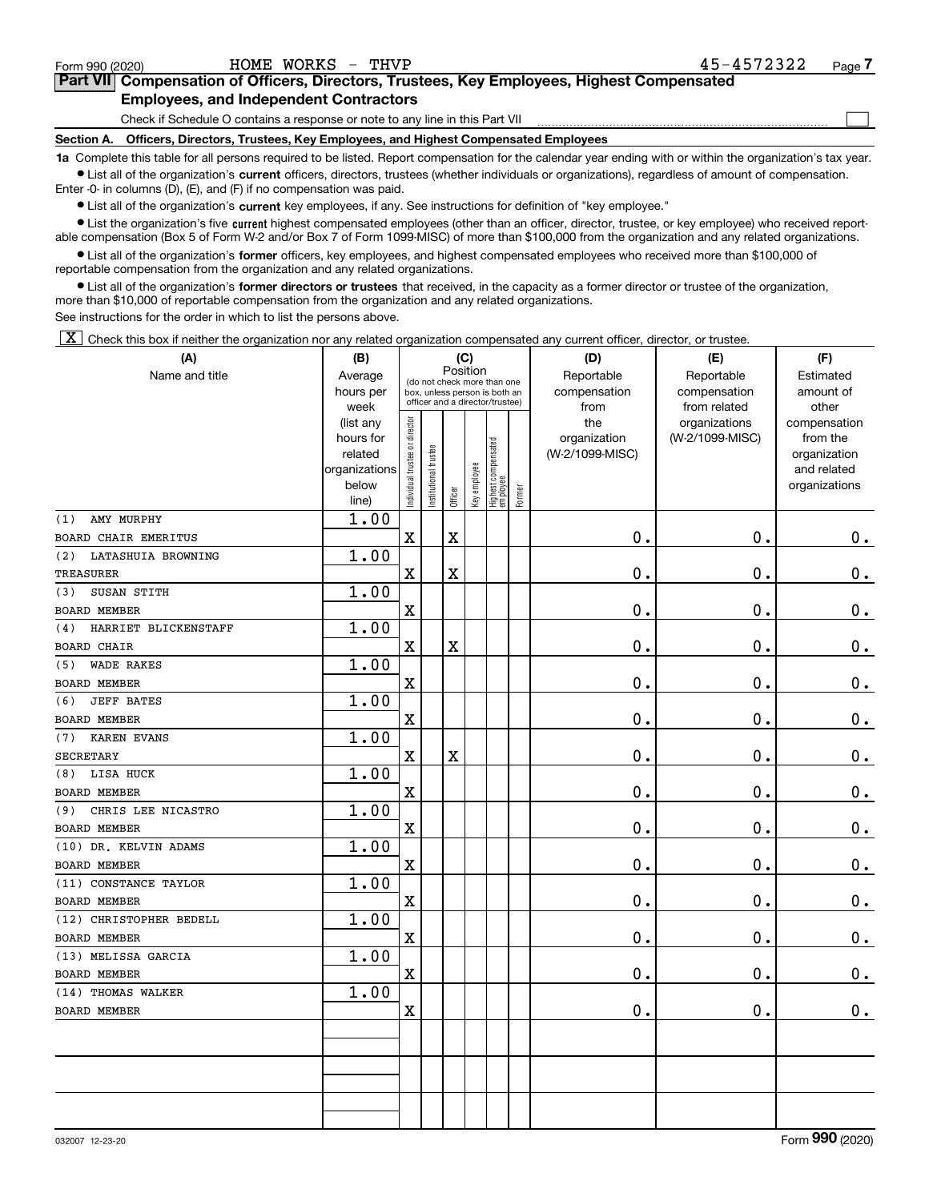Form 990 (2020) HOME WORKS - THVP 45-4572322

## Part VII Compensation of Officers, Directors, Trustees, Key Employees, Highest Compensated Employees, and Independent Contractors

Check if Schedule O contains a response or note to any line in this Part VII ☐

**Section A. Officers, Directors, Trustees, Key Employees, and Highest Compensated Employees**

**1a** Complete this table for all persons required to be listed. Report compensation for the calendar year ending with or within the organization's tax year.

- List all of the organization's **current** officers, directors, trustees (whether individuals or organizations), regardless of amount of compensation. Enter -0- in columns (D), (E), and (F) if no compensation was paid.
- List all of the organization's **current** key employees, if any. See instructions for definition of "key employee."
- List the organization's five **current** highest compensated employees (other than an officer, director, trustee, or key employee) who received reportable compensation (Box 5 of Form W-2 and/or Box 7 of Form 1099-MISC) of more than $100,000 from the organization and any related organizations.
- List all of the organization's **former** officers, key employees, and highest compensated employees who received more than $100,000 of reportable compensation from the organization and any related organizations.
- List all of the organization's **former directors or trustees** that received, in the capacity as a former director or trustee of the organization, more than $10,000 of reportable compensation from the organization and any related organizations.

See instructions for the order in which to list the persons above.

☒ Check this box if neither the organization nor any related organization compensated any current officer, director, or trustee.

| (A) Name and title | (B) Average hours per week (list any hours for related organizations below line) | (C) Individual trustee or director | Institutional trustee | Officer | Key employee | Highest compensated employee | Former | (D) Reportable compensation from the organization (W-2/1099-MISC) | (E) Reportable compensation from related organizations (W-2/1099-MISC) | (F) Estimated amount of other compensation from the organization and related organizations |
|---|---|---|---|---|---|---|---|---|---|---|
| (1) AMY MURPHY<br>BOARD CHAIR EMERITUS | 1.00 | X | | X | | | | 0. | 0. | 0. |
| (2) LATASHUIA BROWNING<br>TREASURER | 1.00 | X | | X | | | | 0. | 0. | 0. |
| (3) SUSAN STITH<br>BOARD MEMBER | 1.00 | X | | | | | | 0. | 0. | 0. |
| (4) HARRIET BLICKENSTAFF<br>BOARD CHAIR | 1.00 | X | | X | | | | 0. | 0. | 0. |
| (5) WADE RAKES<br>BOARD MEMBER | 1.00 | X | | | | | | 0. | 0. | 0. |
| (6) JEFF BATES<br>BOARD MEMBER | 1.00 | X | | | | | | 0. | 0. | 0. |
| (7) KAREN EVANS<br>SECRETARY | 1.00 | X | | X | | | | 0. | 0. | 0. |
| (8) LISA HUCK<br>BOARD MEMBER | 1.00 | X | | | | | | 0. | 0. | 0. |
| (9) CHRIS LEE NICASTRO<br>BOARD MEMBER | 1.00 | X | | | | | | 0. | 0. | 0. |
| (10) DR. KELVIN ADAMS<br>BOARD MEMBER | 1.00 | X | | | | | | 0. | 0. | 0. |
| (11) CONSTANCE TAYLOR<br>BOARD MEMBER | 1.00 | X | | | | | | 0. | 0. | 0. |
| (12) CHRISTOPHER BEDELL<br>BOARD MEMBER | 1.00 | X | | | | | | 0. | 0. | 0. |
| (13) MELISSA GARCIA<br>BOARD MEMBER | 1.00 | X | | | | | | 0. | 0. | 0. |
| (14) THOMAS WALKER<br>BOARD MEMBER | 1.00 | X | | | | | | 0. | 0. | 0. |

032007 12-23-20 Form **990** (2020)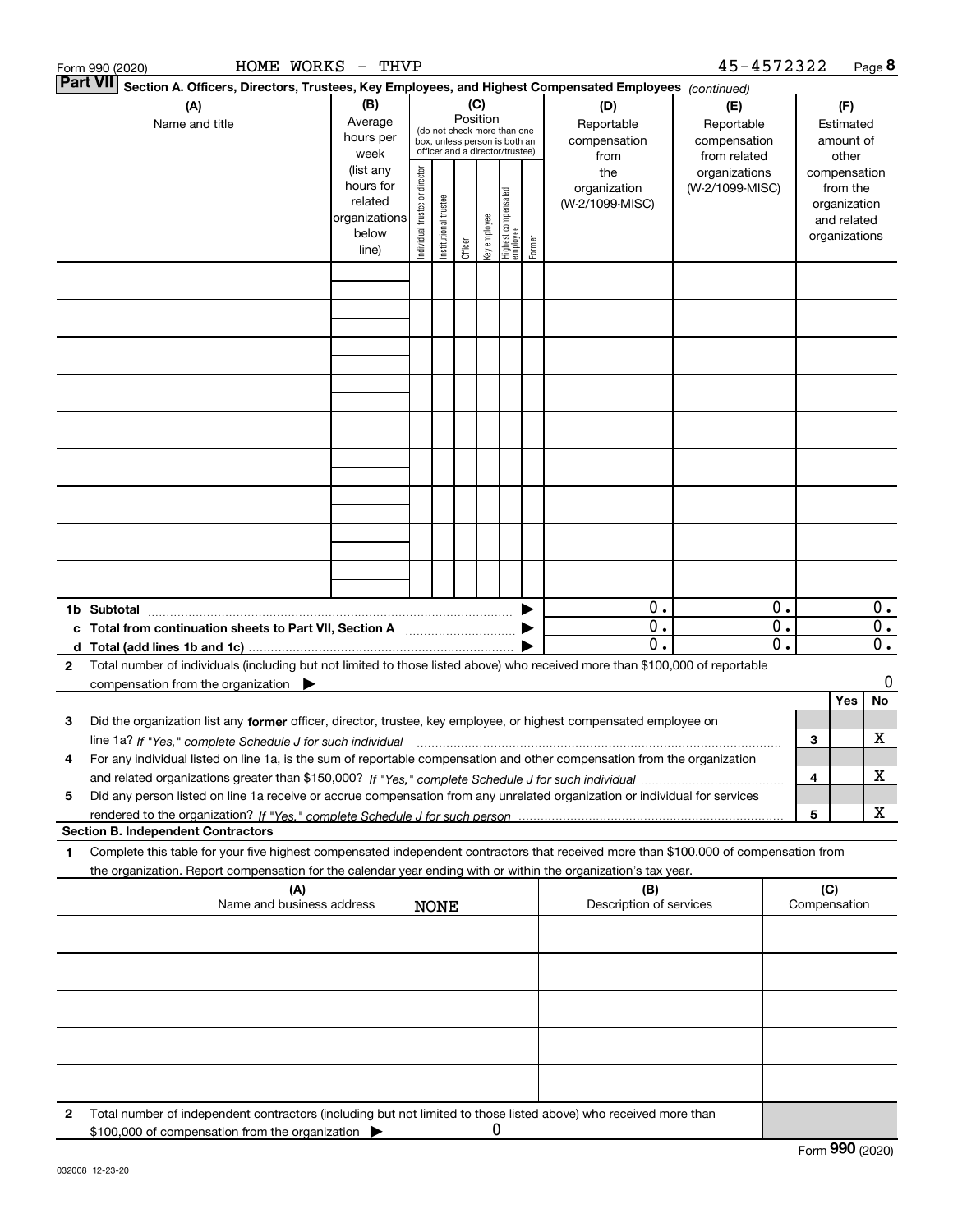Form 990 (2020) HOME WORKS - THVP 45-4572322

**Part VII** **Section A. Officers, Directors, Trustees, Key Employees, and Highest Compensated Employees** *(continued)*

| (A) Name and title | (B) Average hours per week (list any hours for related organizations below line) | (C) Position (do not check more than one box, unless person is both an officer and a director/trustee): Individual trustee or director | Institutional trustee | Officer | Key employee | Highest compensated employee | Former | (D) Reportable compensation from the organization (W-2/1099-MISC) | (E) Reportable compensation from related organizations (W-2/1099-MISC) | (F) Estimated amount of other compensation from the organization and related organizations |
|---|---|---|---|---|---|---|---|---|---|---|
| | | | | | | | | | | |
| | | | | | | | | | | |
| | | | | | | | | | | |
| | | | | | | | | | | |
| | | | | | | | | | | |
| | | | | | | | | | | |
| | | | | | | | | | | |
| | | | | | | | | | | |
| | | | | | | | | | | |
| **1b Subtotal** | | | | | | | | 0. | 0. | 0. |
| **c Total from continuation sheets to Part VII, Section A** | | | | | | | | 0. | 0. | 0. |
| **d Total (add lines 1b and 1c)** | | | | | | | | 0. | 0. | 0. |

**2** Total number of individuals (including but not limited to those listed above) who received more than $100,000 of reportable compensation from the organization ▶ 0

| | | Yes | No |
|---|---|---|---|
| **3** Did the organization list any **former** officer, director, trustee, key employee, or highest compensated employee on line 1a? *If "Yes," complete Schedule J for such individual* | 3 | | X |
| **4** For any individual listed on line 1a, is the sum of reportable compensation and other compensation from the organization and related organizations greater than $150,000? *If "Yes," complete Schedule J for such individual* | 4 | | X |
| **5** Did any person listed on line 1a receive or accrue compensation from any unrelated organization or individual for services rendered to the organization? *If "Yes," complete Schedule J for such person* | 5 | | X |

**Section B. Independent Contractors**

**1** Complete this table for your five highest compensated independent contractors that received more than $100,000 of compensation from the organization. Report compensation for the calendar year ending with or within the organization's tax year.

| (A) Name and business address | (B) Description of services | (C) Compensation |
|---|---|---|
| NONE | | |
| | | |
| | | |
| | | |
| | | |
| | | |

**2** Total number of independent contractors (including but not limited to those listed above) who received more than $100,000 of compensation from the organization ▶ 0

Form **990** (2020)

032008 12-23-20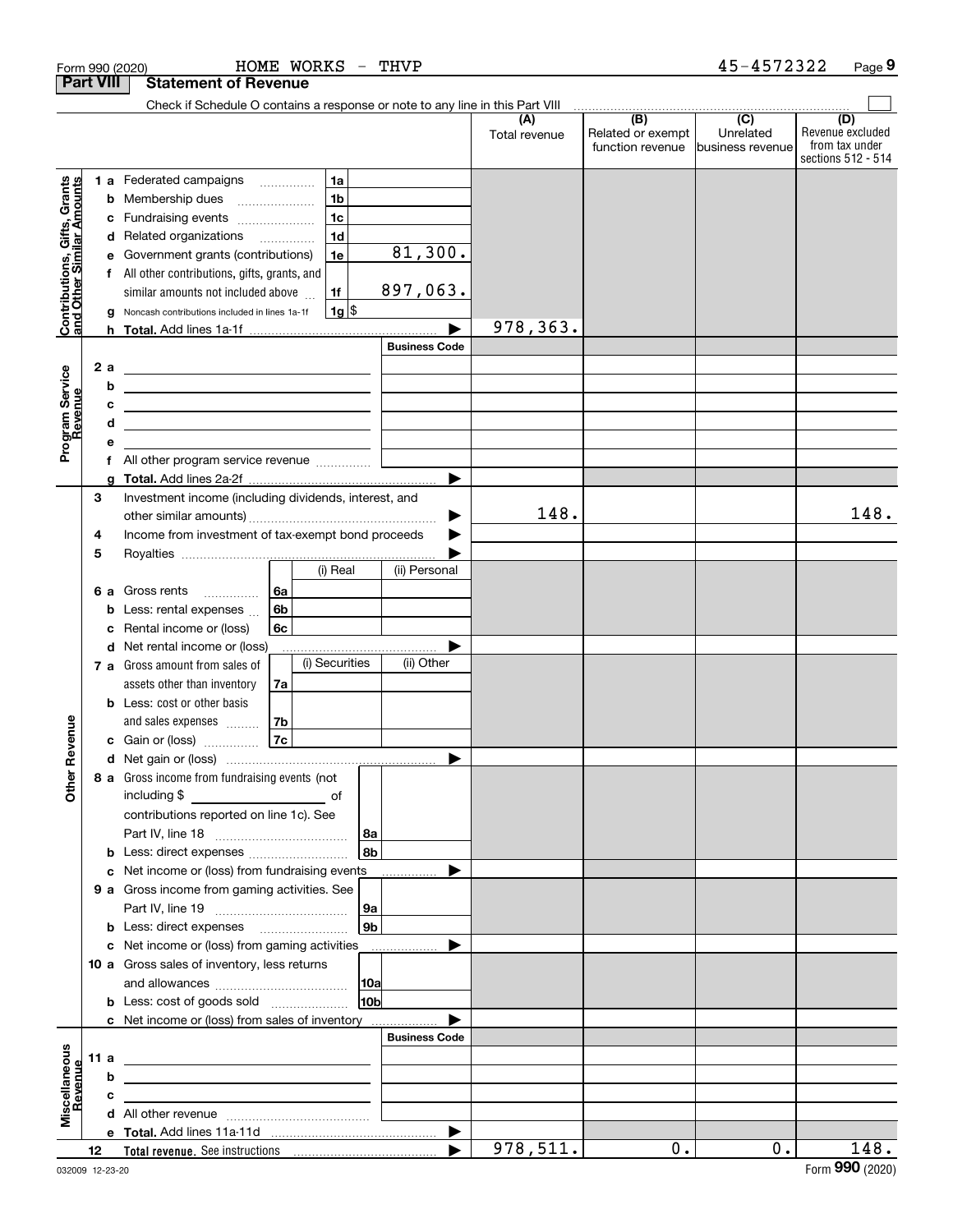Form 990 (2020) HOME WORKS - THVP 45-4572322 Page 9

**Part VIII Statement of Revenue**

Check if Schedule O contains a response or note to any line in this Part VIII

| | | | (A) Total revenue | (B) Related or exempt function revenue | (C) Unrelated business revenue | (D) Revenue excluded from tax under sections 512 - 514 |
|---|---|---|---|---|---|---|
| **Contributions, Gifts, Grants and Other Similar Amounts** | | | | | | |
| 1 a | Federated campaigns | 1a | | | | |
| b | Membership dues | 1b | | | | |
| c | Fundraising events | 1c | | | | |
| d | Related organizations | 1d | | | | |
| e | Government grants (contributions) | 1e 81,300. | | | | |
| f | All other contributions, gifts, grants, and similar amounts not included above | 1f 897,063. | | | | |
| g | Noncash contributions included in lines 1a-1f | 1g $ | | | | |
| h | **Total.** Add lines 1a-1f | | 978,363. | | | |
| **Program Service Revenue** | | Business Code | | | | |
| 2 a | | | | | | |
| b | | | | | | |
| c | | | | | | |
| d | | | | | | |
| e | | | | | | |
| f | All other program service revenue | | | | | |
| g | **Total.** Add lines 2a-2f | | | | | |
| **Other Revenue** | | | | | | |
| 3 | Investment income (including dividends, interest, and other similar amounts) | | 148. | | | 148. |
| 4 | Income from investment of tax-exempt bond proceeds | | | | | |
| 5 | Royalties | | | | | |
| | | (i) Real / (ii) Personal | | | | |
| 6 a | Gross rents | 6a | | | | |
| b | Less: rental expenses | 6b | | | | |
| c | Rental income or (loss) | 6c | | | | |
| d | Net rental income or (loss) | | | | | |
| | | (i) Securities / (ii) Other | | | | |
| 7 a | Gross amount from sales of assets other than inventory | 7a | | | | |
| b | Less: cost or other basis and sales expenses | 7b | | | | |
| c | Gain or (loss) | 7c | | | | |
| d | Net gain or (loss) | | | | | |
| 8 a | Gross income from fundraising events (not including $ of contributions reported on line 1c). See Part IV, line 18 | 8a | | | | |
| b | Less: direct expenses | 8b | | | | |
| c | Net income or (loss) from fundraising events | | | | | |
| 9 a | Gross income from gaming activities. See Part IV, line 19 | 9a | | | | |
| b | Less: direct expenses | 9b | | | | |
| c | Net income or (loss) from gaming activities | | | | | |
| 10 a | Gross sales of inventory, less returns and allowances | 10a | | | | |
| b | Less: cost of goods sold | 10b | | | | |
| c | Net income or (loss) from sales of inventory | | | | | |
| **Miscellaneous Revenue** | | Business Code | | | | |
| 11 a | | | | | | |
| b | | | | | | |
| c | | | | | | |
| d | All other revenue | | | | | |
| e | **Total.** Add lines 11a-11d | | | | | |
| 12 | **Total revenue.** See instructions | | 978,511. | 0. | 0. | 148. |

032009 12-23-20 Form **990** (2020)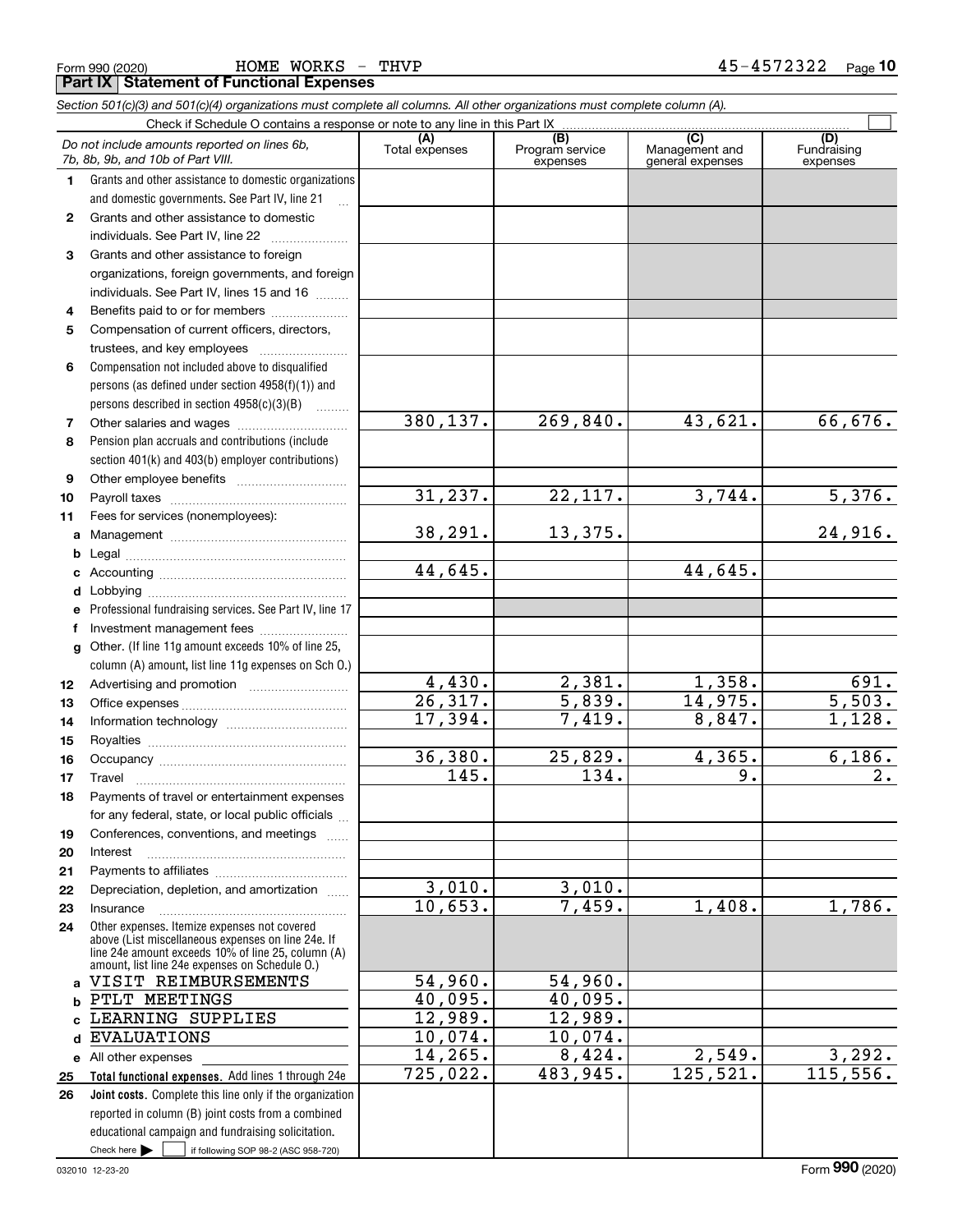Form 990 (2020) HOME WORKS - THVP 45-4572322 Page **10**

**Part IX Statement of Functional Expenses**

*Section 501(c)(3) and 501(c)(4) organizations must complete all columns. All other organizations must complete column (A).*

Check if Schedule O contains a response or note to any line in this Part IX ☐

| *Do not include amounts reported on lines 6b, 7b, 8b, 9b, and 10b of Part VIII.* | (A) Total expenses | (B) Program service expenses | (C) Management and general expenses | (D) Fundraising expenses |
|---|---|---|---|---|
| **1** Grants and other assistance to domestic organizations and domestic governments. See Part IV, line 21 | | | | |
| **2** Grants and other assistance to domestic individuals. See Part IV, line 22 | | | | |
| **3** Grants and other assistance to foreign organizations, foreign governments, and foreign individuals. See Part IV, lines 15 and 16 | | | | |
| **4** Benefits paid to or for members | | | | |
| **5** Compensation of current officers, directors, trustees, and key employees | | | | |
| **6** Compensation not included above to disqualified persons (as defined under section 4958(f)(1)) and persons described in section 4958(c)(3)(B) | | | | |
| **7** Other salaries and wages | 380,137. | 269,840. | 43,621. | 66,676. |
| **8** Pension plan accruals and contributions (include section 401(k) and 403(b) employer contributions) | | | | |
| **9** Other employee benefits | | | | |
| **10** Payroll taxes | 31,237. | 22,117. | 3,744. | 5,376. |
| **11** Fees for services (nonemployees): | | | | |
| **a** Management | 38,291. | 13,375. | | 24,916. |
| **b** Legal | | | | |
| **c** Accounting | 44,645. | | 44,645. | |
| **d** Lobbying | | | | |
| **e** Professional fundraising services. See Part IV, line 17 | | | | |
| **f** Investment management fees | | | | |
| **g** Other. (If line 11g amount exceeds 10% of line 25, column (A) amount, list line 11g expenses on Sch O.) | | | | |
| **12** Advertising and promotion | 4,430. | 2,381. | 1,358. | 691. |
| **13** Office expenses | 26,317. | 5,839. | 14,975. | 5,503. |
| **14** Information technology | 17,394. | 7,419. | 8,847. | 1,128. |
| **15** Royalties | | | | |
| **16** Occupancy | 36,380. | 25,829. | 4,365. | 6,186. |
| **17** Travel | 145. | 134. | 9. | 2. |
| **18** Payments of travel or entertainment expenses for any federal, state, or local public officials | | | | |
| **19** Conferences, conventions, and meetings | | | | |
| **20** Interest | | | | |
| **21** Payments to affiliates | | | | |
| **22** Depreciation, depletion, and amortization | 3,010. | 3,010. | | |
| **23** Insurance | 10,653. | 7,459. | 1,408. | 1,786. |
| **24** Other expenses. Itemize expenses not covered above (List miscellaneous expenses on line 24e. If line 24e amount exceeds 10% of line 25, column (A) amount, list line 24e expenses on Schedule O.) | | | | |
| **a** VISIT REIMBURSEMENTS | 54,960. | 54,960. | | |
| **b** PTLT MEETINGS | 40,095. | 40,095. | | |
| **c** LEARNING SUPPLIES | 12,989. | 12,989. | | |
| **d** EVALUATIONS | 10,074. | 10,074. | | |
| **e** All other expenses | 14,265. | 8,424. | 2,549. | 3,292. |
| **25 Total functional expenses.** Add lines 1 through 24e | 725,022. | 483,945. | 125,521. | 115,556. |
| **26 Joint costs.** Complete this line only if the organization reported in column (B) joint costs from a combined educational campaign and fundraising solicitation. Check here ☐ if following SOP 98-2 (ASC 958-720) | | | | |

032010 12-23-20 Form **990** (2020)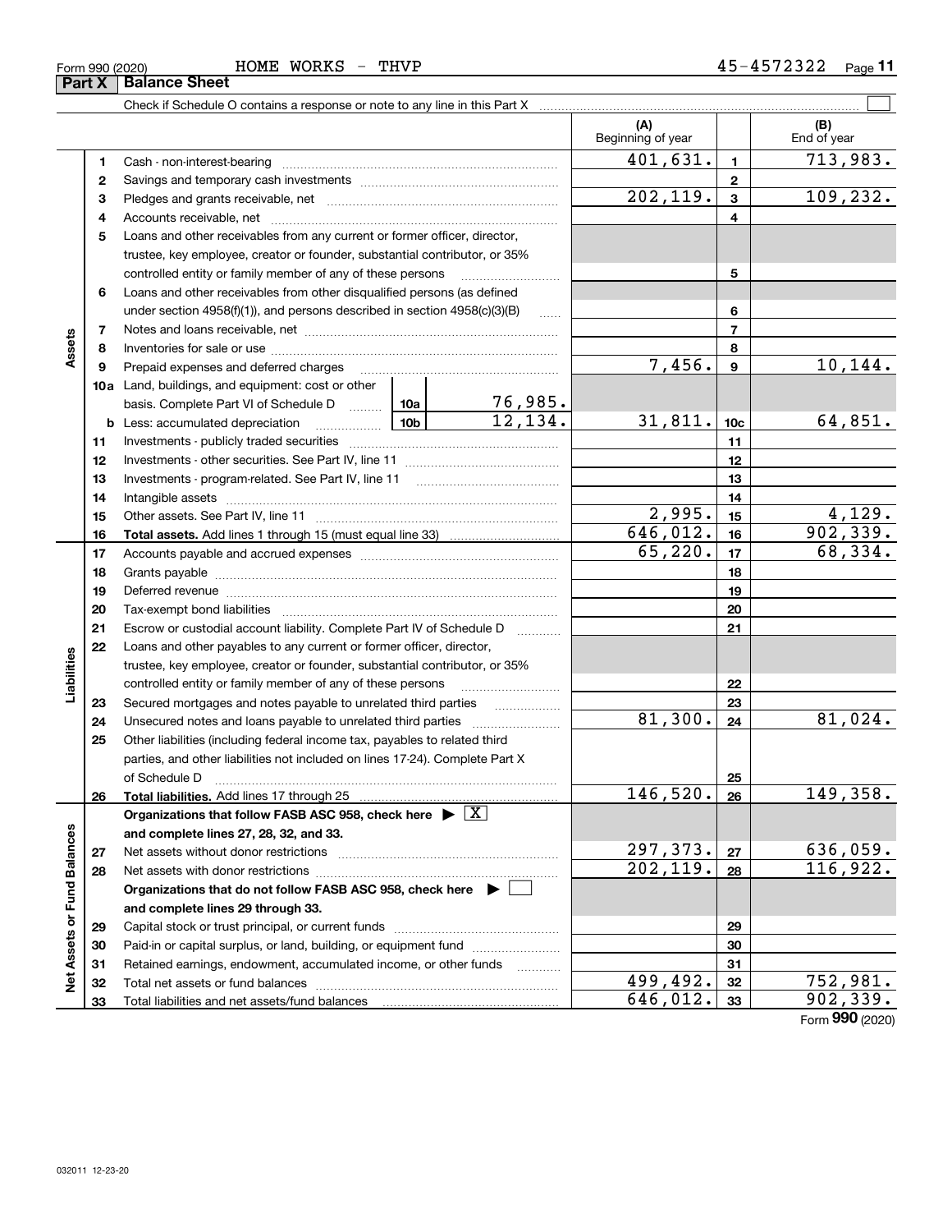Form 990 (2020) HOME WORKS - THVP 45-4572322

## Part X Balance Sheet

Check if Schedule O contains a response or note to any line in this Part X ☐

| Section | Line | Description | | (A) Beginning of year | | (B) End of year |
|---|---|---|---|---|---|---|
| Assets | 1 | Cash - non-interest-bearing | | 401,631. | 1 | 713,983. |
| | 2 | Savings and temporary cash investments | | | 2 | |
| | 3 | Pledges and grants receivable, net | | 202,119. | 3 | 109,232. |
| | 4 | Accounts receivable, net | | | 4 | |
| | 5 | Loans and other receivables from any current or former officer, director, trustee, key employee, creator or founder, substantial contributor, or 35% controlled entity or family member of any of these persons | | | 5 | |
| | 6 | Loans and other receivables from other disqualified persons (as defined under section 4958(f)(1)), and persons described in section 4958(c)(3)(B) | | | 6 | |
| | 7 | Notes and loans receivable, net | | | 7 | |
| | 8 | Inventories for sale or use | | | 8 | |
| | 9 | Prepaid expenses and deferred charges | | 7,456. | 9 | 10,144. |
| | 10a | Land, buildings, and equipment: cost or other basis. Complete Part VI of Schedule D | 10a 76,985. | | | |
| | b | Less: accumulated depreciation | 10b 12,134. | 31,811. | 10c | 64,851. |
| | 11 | Investments - publicly traded securities | | | 11 | |
| | 12 | Investments - other securities. See Part IV, line 11 | | | 12 | |
| | 13 | Investments - program-related. See Part IV, line 11 | | | 13 | |
| | 14 | Intangible assets | | | 14 | |
| | 15 | Other assets. See Part IV, line 11 | | 2,995. | 15 | 4,129. |
| | 16 | **Total assets.** Add lines 1 through 15 (must equal line 33) | | 646,012. | 16 | 902,339. |
| Liabilities | 17 | Accounts payable and accrued expenses | | 65,220. | 17 | 68,334. |
| | 18 | Grants payable | | | 18 | |
| | 19 | Deferred revenue | | | 19 | |
| | 20 | Tax-exempt bond liabilities | | | 20 | |
| | 21 | Escrow or custodial account liability. Complete Part IV of Schedule D | | | 21 | |
| | 22 | Loans and other payables to any current or former officer, director, trustee, key employee, creator or founder, substantial contributor, or 35% controlled entity or family member of any of these persons | | | 22 | |
| | 23 | Secured mortgages and notes payable to unrelated third parties | | | 23 | |
| | 24 | Unsecured notes and loans payable to unrelated third parties | | 81,300. | 24 | 81,024. |
| | 25 | Other liabilities (including federal income tax, payables to related third parties, and other liabilities not included on lines 17-24). Complete Part X of Schedule D | | | 25 | |
| | 26 | **Total liabilities.** Add lines 17 through 25 | | 146,520. | 26 | 149,358. |
| Net Assets or Fund Balances | | **Organizations that follow FASB ASC 958, check here ▶ ☒ and complete lines 27, 28, 32, and 33.** | | | | |
| | 27 | Net assets without donor restrictions | | 297,373. | 27 | 636,059. |
| | 28 | Net assets with donor restrictions | | 202,119. | 28 | 116,922. |
| | | **Organizations that do not follow FASB ASC 958, check here ▶ ☐ and complete lines 29 through 33.** | | | | |
| | 29 | Capital stock or trust principal, or current funds | | | 29 | |
| | 30 | Paid-in or capital surplus, or land, building, or equipment fund | | | 30 | |
| | 31 | Retained earnings, endowment, accumulated income, or other funds | | | 31 | |
| | 32 | Total net assets or fund balances | | 499,492. | 32 | 752,981. |
| | 33 | Total liabilities and net assets/fund balances | | 646,012. | 33 | 902,339. |

Form **990** (2020)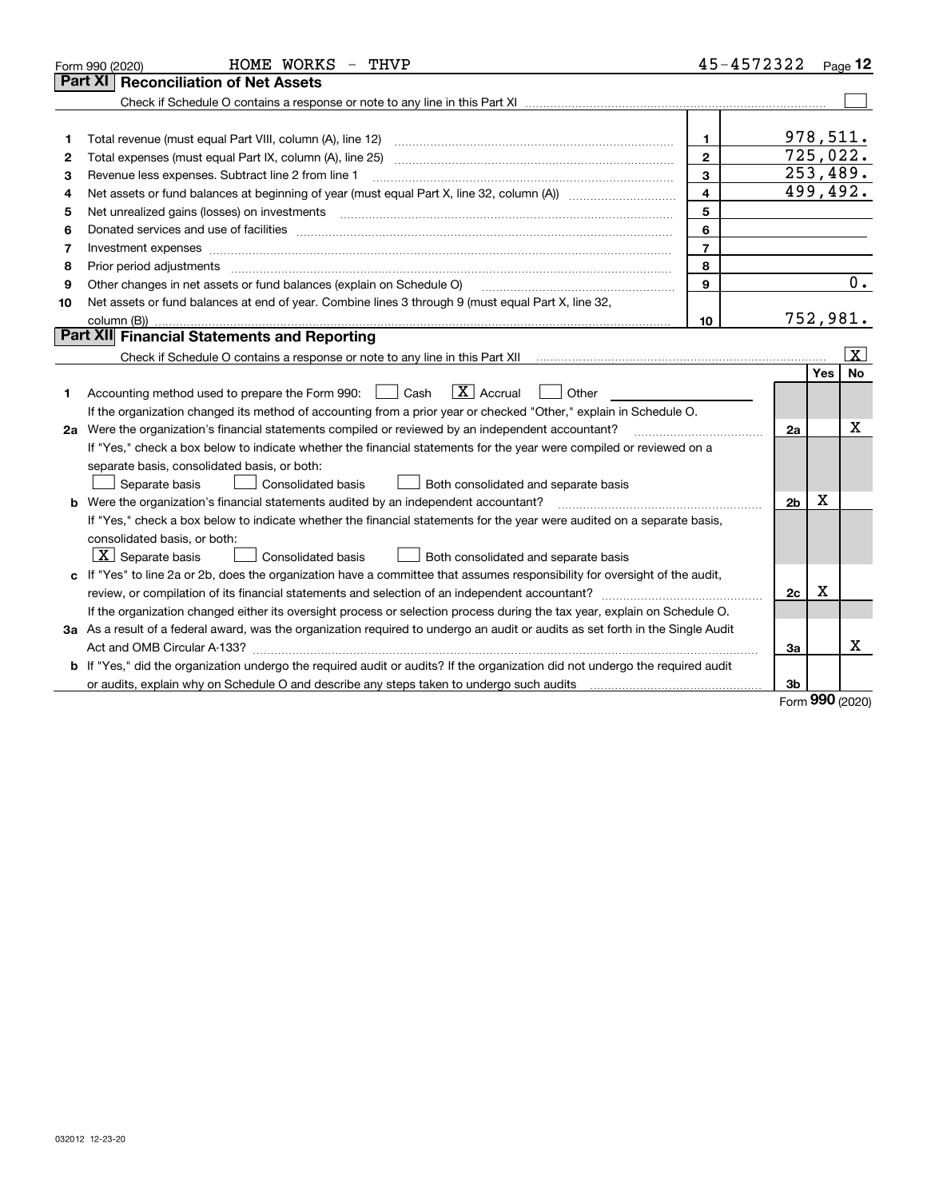Form 990 (2020) HOME WORKS - THVP 45-4572322

## Part XI Reconciliation of Net Assets

Check if Schedule O contains a response or note to any line in this Part XI ☐

| | | | |
|---|---|---|---|
| 1 | Total revenue (must equal Part VIII, column (A), line 12) | 1 | 978,511. |
| 2 | Total expenses (must equal Part IX, column (A), line 25) | 2 | 725,022. |
| 3 | Revenue less expenses. Subtract line 2 from line 1 | 3 | 253,489. |
| 4 | Net assets or fund balances at beginning of year (must equal Part X, line 32, column (A)) | 4 | 499,492. |
| 5 | Net unrealized gains (losses) on investments | 5 | |
| 6 | Donated services and use of facilities | 6 | |
| 7 | Investment expenses | 7 | |
| 8 | Prior period adjustments | 8 | |
| 9 | Other changes in net assets or fund balances (explain on Schedule O) | 9 | 0. |
| 10 | Net assets or fund balances at end of year. Combine lines 3 through 9 (must equal Part X, line 32, column (B)) | 10 | 752,981. |

## Part XII Financial Statements and Reporting

Check if Schedule O contains a response or note to any line in this Part XII ☒

| | | | Yes | No |
|---|---|---|---|---|
| 1 | Accounting method used to prepare the Form 990: ☐ Cash ☒ Accrual ☐ Other<br>If the organization changed its method of accounting from a prior year or checked "Other," explain in Schedule O. | | | |
| 2a | Were the organization's financial statements compiled or reviewed by an independent accountant?<br>If "Yes," check a box below to indicate whether the financial statements for the year were compiled or reviewed on a separate basis, consolidated basis, or both:<br>☐ Separate basis ☐ Consolidated basis ☐ Both consolidated and separate basis | 2a | | X |
| b | Were the organization's financial statements audited by an independent accountant?<br>If "Yes," check a box below to indicate whether the financial statements for the year were audited on a separate basis, consolidated basis, or both:<br>☒ Separate basis ☐ Consolidated basis ☐ Both consolidated and separate basis | 2b | X | |
| c | If "Yes" to line 2a or 2b, does the organization have a committee that assumes responsibility for oversight of the audit, review, or compilation of its financial statements and selection of an independent accountant?<br>If the organization changed either its oversight process or selection process during the tax year, explain on Schedule O. | 2c | X | |
| 3a | As a result of a federal award, was the organization required to undergo an audit or audits as set forth in the Single Audit Act and OMB Circular A-133? | 3a | | X |
| b | If "Yes," did the organization undergo the required audit or audits? If the organization did not undergo the required audit or audits, explain why on Schedule O and describe any steps taken to undergo such audits | 3b | | |

Form 990 (2020)

032012 12-23-20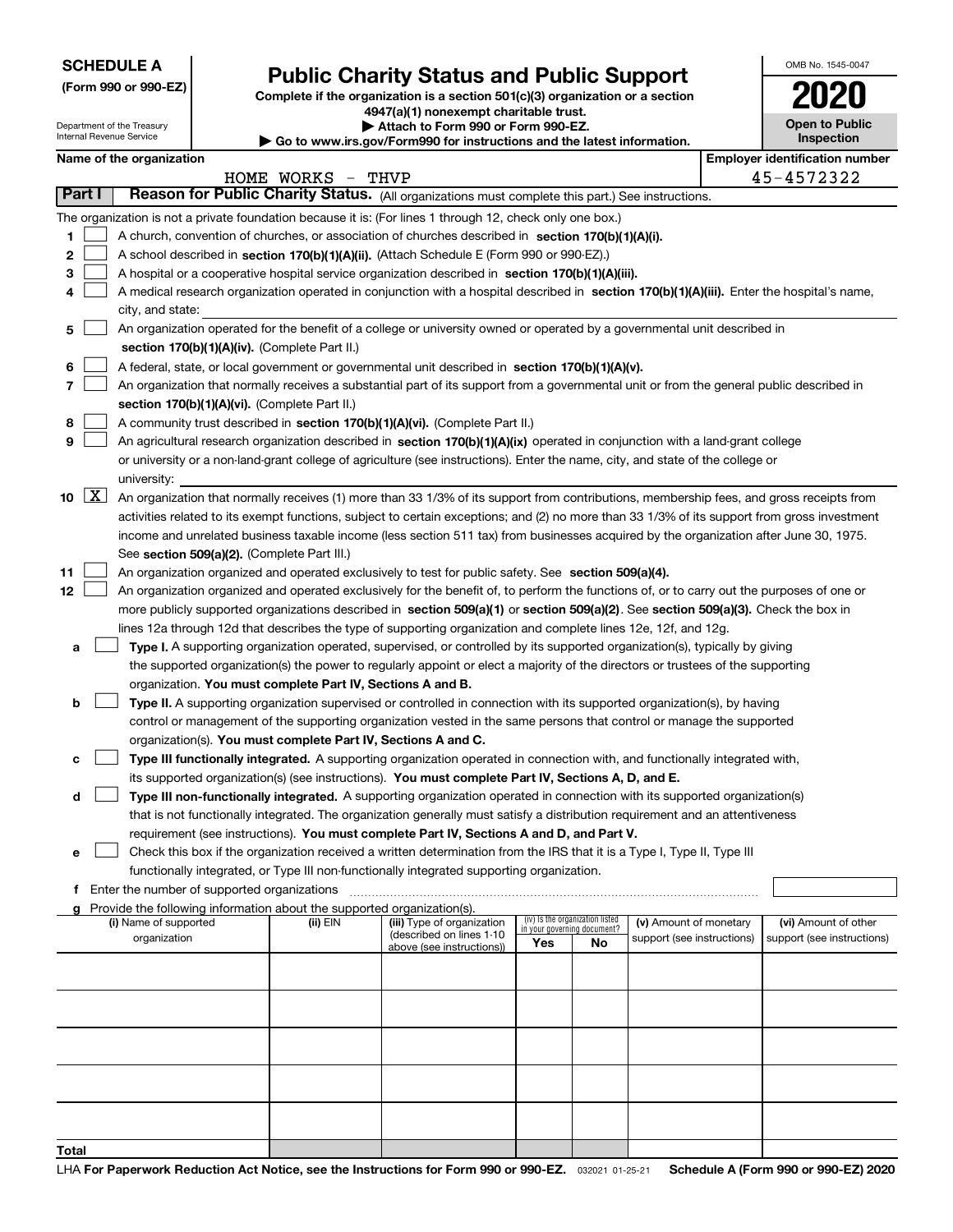**SCHEDULE A**
**(Form 990 or 990-EZ)**

Department of the Treasury
Internal Revenue Service

# Public Charity Status and Public Support

**Complete if the organization is a section 501(c)(3) organization or a section 4947(a)(1) nonexempt charitable trust.**
**▶ Attach to Form 990 or Form 990-EZ.**
**▶ Go to www.irs.gov/Form990 for instructions and the latest information.**

OMB No. 1545-0047

**2020**

**Open to Public Inspection**

**Name of the organization**
HOME WORKS - THVP

**Employer identification number**
45-4572322

## Part I Reason for Public Charity Status. (All organizations must complete this part.) See instructions.

The organization is not a private foundation because it is: (For lines 1 through 12, check only one box.)

1 [ ] A church, convention of churches, or association of churches described in **section 170(b)(1)(A)(i).**

2 [ ] A school described in **section 170(b)(1)(A)(ii).** (Attach Schedule E (Form 990 or 990-EZ).)

3 [ ] A hospital or a cooperative hospital service organization described in **section 170(b)(1)(A)(iii).**

4 [ ] A medical research organization operated in conjunction with a hospital described in **section 170(b)(1)(A)(iii).** Enter the hospital's name, city, and state:

5 [ ] An organization operated for the benefit of a college or university owned or operated by a governmental unit described in **section 170(b)(1)(A)(iv).** (Complete Part II.)

6 [ ] A federal, state, or local government or governmental unit described in **section 170(b)(1)(A)(v).**

7 [ ] An organization that normally receives a substantial part of its support from a governmental unit or from the general public described in **section 170(b)(1)(A)(vi).** (Complete Part II.)

8 [ ] A community trust described in **section 170(b)(1)(A)(vi).** (Complete Part II.)

9 [ ] An agricultural research organization described in **section 170(b)(1)(A)(ix)** operated in conjunction with a land-grant college or university or a non-land-grant college of agriculture (see instructions). Enter the name, city, and state of the college or university:

10 [X] An organization that normally receives (1) more than 33 1/3% of its support from contributions, membership fees, and gross receipts from activities related to its exempt functions, subject to certain exceptions; and (2) no more than 33 1/3% of its support from gross investment income and unrelated business taxable income (less section 511 tax) from businesses acquired by the organization after June 30, 1975. See **section 509(a)(2).** (Complete Part III.)

11 [ ] An organization organized and operated exclusively to test for public safety. See **section 509(a)(4).**

12 [ ] An organization organized and operated exclusively for the benefit of, to perform the functions of, or to carry out the purposes of one or more publicly supported organizations described in **section 509(a)(1)** or **section 509(a)(2).** See **section 509(a)(3).** Check the box in lines 12a through 12d that describes the type of supporting organization and complete lines 12e, 12f, and 12g.

a [ ] **Type I.** A supporting organization operated, supervised, or controlled by its supported organization(s), typically by giving the supported organization(s) the power to regularly appoint or elect a majority of the directors or trustees of the supporting organization. **You must complete Part IV, Sections A and B.**

b [ ] **Type II.** A supporting organization supervised or controlled in connection with its supported organization(s), by having control or management of the supporting organization vested in the same persons that control or manage the supported organization(s). **You must complete Part IV, Sections A and C.**

c [ ] **Type III functionally integrated.** A supporting organization operated in connection with, and functionally integrated with, its supported organization(s) (see instructions). **You must complete Part IV, Sections A, D, and E.**

d [ ] **Type III non-functionally integrated.** A supporting organization operated in connection with its supported organization(s) that is not functionally integrated. The organization generally must satisfy a distribution requirement and an attentiveness requirement (see instructions). **You must complete Part IV, Sections A and D, and Part V.**

e [ ] Check this box if the organization received a written determination from the IRS that it is a Type I, Type II, Type III functionally integrated, or Type III non-functionally integrated supporting organization.

f Enter the number of supported organizations

g Provide the following information about the supported organization(s).

| (i) Name of supported organization | (ii) EIN | (iii) Type of organization (described on lines 1-10 above (see instructions)) | (iv) Is the organization listed in your governing document? Yes | No | (v) Amount of monetary support (see instructions) | (vi) Amount of other support (see instructions) |
|---|---|---|---|---|---|---|
| | | | | | | |
| | | | | | | |
| | | | | | | |
| | | | | | | |
| | | | | | | |
| **Total** | | | | | | |

LHA **For Paperwork Reduction Act Notice, see the Instructions for Form 990 or 990-EZ.** 032021 01-25-21 **Schedule A (Form 990 or 990-EZ) 2020**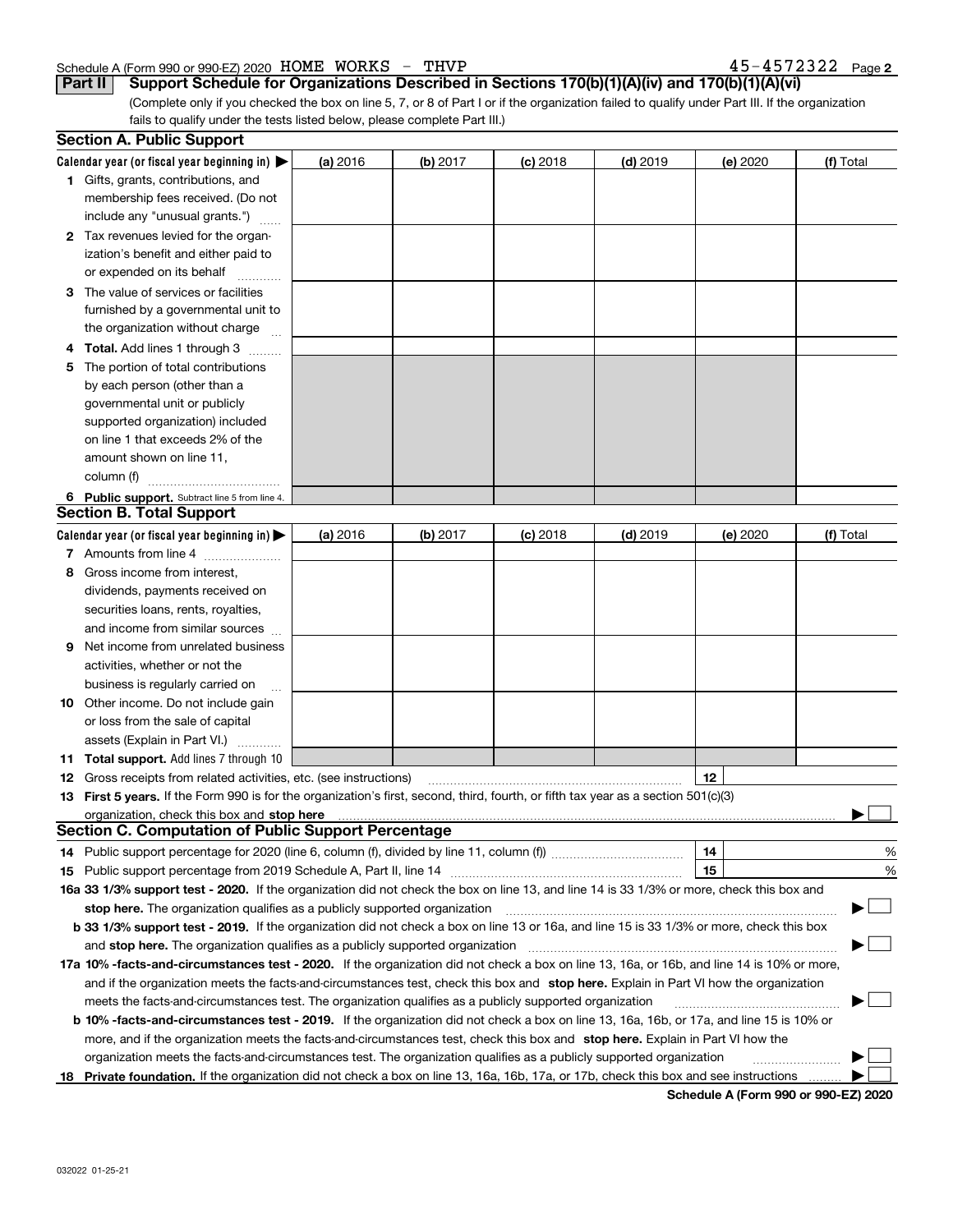Schedule A (Form 990 or 990-EZ) 2020 HOME WORKS - THVP 45-4572322 Page 2

**Part II Support Schedule for Organizations Described in Sections 170(b)(1)(A)(iv) and 170(b)(1)(A)(vi)**

(Complete only if you checked the box on line 5, 7, or 8 of Part I or if the organization failed to qualify under Part III. If the organization fails to qualify under the tests listed below, please complete Part III.)

## Section A. Public Support

| Calendar year (or fiscal year beginning in) ▶ | (a) 2016 | (b) 2017 | (c) 2018 | (d) 2019 | (e) 2020 | (f) Total |
|---|---|---|---|---|---|---|
| **1** Gifts, grants, contributions, and membership fees received. (Do not include any "unusual grants.") | | | | | | |
| **2** Tax revenues levied for the organization's benefit and either paid to or expended on its behalf | | | | | | |
| **3** The value of services or facilities furnished by a governmental unit to the organization without charge | | | | | | |
| **4 Total.** Add lines 1 through 3 | | | | | | |
| **5** The portion of total contributions by each person (other than a governmental unit or publicly supported organization) included on line 1 that exceeds 2% of the amount shown on line 11, column (f) | | | | | | |
| **6 Public support.** Subtract line 5 from line 4. | | | | | | |

## Section B. Total Support

| Calendar year (or fiscal year beginning in) ▶ | (a) 2016 | (b) 2017 | (c) 2018 | (d) 2019 | (e) 2020 | (f) Total |
|---|---|---|---|---|---|---|
| **7** Amounts from line 4 | | | | | | |
| **8** Gross income from interest, dividends, payments received on securities loans, rents, royalties, and income from similar sources | | | | | | |
| **9** Net income from unrelated business activities, whether or not the business is regularly carried on | | | | | | |
| **10** Other income. Do not include gain or loss from the sale of capital assets (Explain in Part VI.) | | | | | | |
| **11 Total support.** Add lines 7 through 10 | | | | | | |

**12** Gross receipts from related activities, etc. (see instructions) **12**

**13 First 5 years.** If the Form 990 is for the organization's first, second, third, fourth, or fifth tax year as a section 501(c)(3) organization, check this box and **stop here** ▶ ☐

## Section C. Computation of Public Support Percentage

**14** Public support percentage for 2020 (line 6, column (f), divided by line 11, column (f)) **14** %

**15** Public support percentage from 2019 Schedule A, Part II, line 14 **15** %

**16a 33 1/3% support test - 2020.** If the organization did not check the box on line 13, and line 14 is 33 1/3% or more, check this box and **stop here.** The organization qualifies as a publicly supported organization ▶ ☐

**b 33 1/3% support test - 2019.** If the organization did not check a box on line 13 or 16a, and line 15 is 33 1/3% or more, check this box and **stop here.** The organization qualifies as a publicly supported organization ▶ ☐

**17a 10% -facts-and-circumstances test - 2020.** If the organization did not check a box on line 13, 16a, or 16b, and line 14 is 10% or more, and if the organization meets the facts-and-circumstances test, check this box and **stop here.** Explain in Part VI how the organization meets the facts-and-circumstances test. The organization qualifies as a publicly supported organization ▶ ☐

**b 10% -facts-and-circumstances test - 2019.** If the organization did not check a box on line 13, 16a, 16b, or 17a, and line 15 is 10% or more, and if the organization meets the facts-and-circumstances test, check this box and **stop here.** Explain in Part VI how the organization meets the facts-and-circumstances test. The organization qualifies as a publicly supported organization ▶ ☐

**18 Private foundation.** If the organization did not check a box on line 13, 16a, 16b, 17a, or 17b, check this box and see instructions ▶ ☐

**Schedule A (Form 990 or 990-EZ) 2020**

032022 01-25-21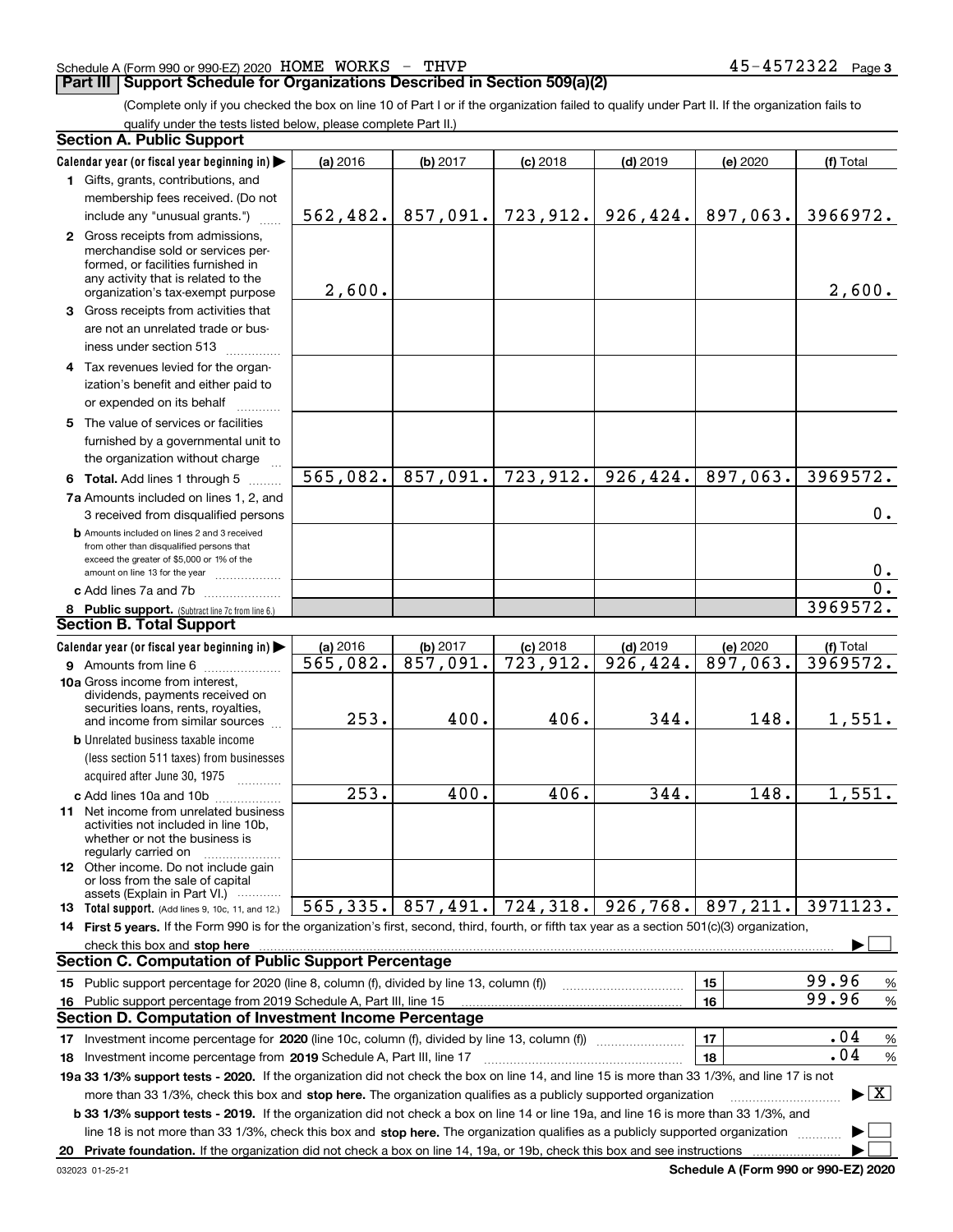Schedule A (Form 990 or 990-EZ) 2020 HOME WORKS - THVP 45-4572322 Page 3

## Part III Support Schedule for Organizations Described in Section 509(a)(2)

(Complete only if you checked the box on line 10 of Part I or if the organization failed to qualify under Part II. If the organization fails to qualify under the tests listed below, please complete Part II.)

### Section A. Public Support

| Calendar year (or fiscal year beginning in) ▶ | (a) 2016 | (b) 2017 | (c) 2018 | (d) 2019 | (e) 2020 | (f) Total |
|---|---|---|---|---|---|---|
| 1 Gifts, grants, contributions, and membership fees received. (Do not include any "unusual grants.") | 562,482. | 857,091. | 723,912. | 926,424. | 897,063. | 3966972. |
| 2 Gross receipts from admissions, merchandise sold or services performed, or facilities furnished in any activity that is related to the organization's tax-exempt purpose | 2,600. | | | | | 2,600. |
| 3 Gross receipts from activities that are not an unrelated trade or business under section 513 | | | | | | |
| 4 Tax revenues levied for the organization's benefit and either paid to or expended on its behalf | | | | | | |
| 5 The value of services or facilities furnished by a governmental unit to the organization without charge | | | | | | |
| 6 **Total.** Add lines 1 through 5 | 565,082. | 857,091. | 723,912. | 926,424. | 897,063. | 3969572. |
| 7a Amounts included on lines 1, 2, and 3 received from disqualified persons | | | | | | 0. |
| b Amounts included on lines 2 and 3 received from other than disqualified persons that exceed the greater of $5,000 or 1% of the amount on line 13 for the year | | | | | | 0. |
| c Add lines 7a and 7b | | | | | | 0. |
| 8 **Public support.** (Subtract line 7c from line 6.) | | | | | | 3969572. |

### Section B. Total Support

| Calendar year (or fiscal year beginning in) ▶ | (a) 2016 | (b) 2017 | (c) 2018 | (d) 2019 | (e) 2020 | (f) Total |
|---|---|---|---|---|---|---|
| 9 Amounts from line 6 | 565,082. | 857,091. | 723,912. | 926,424. | 897,063. | 3969572. |
| 10a Gross income from interest, dividends, payments received on securities loans, rents, royalties, and income from similar sources | 253. | 400. | 406. | 344. | 148. | 1,551. |
| b Unrelated business taxable income (less section 511 taxes) from businesses acquired after June 30, 1975 | | | | | | |
| c Add lines 10a and 10b | 253. | 400. | 406. | 344. | 148. | 1,551. |
| 11 Net income from unrelated business activities not included in line 10b, whether or not the business is regularly carried on | | | | | | |
| 12 Other income. Do not include gain or loss from the sale of capital assets (Explain in Part VI.) | | | | | | |
| 13 **Total support.** (Add lines 9, 10c, 11, and 12.) | 565,335. | 857,491. | 724,318. | 926,768. | 897,211. | 3971123. |

14 **First 5 years.** If the Form 990 is for the organization's first, second, third, fourth, or fifth tax year as a section 501(c)(3) organization, check this box and **stop here** ▶ ☐

### Section C. Computation of Public Support Percentage

| | | |
|---|---|---|
| 15 Public support percentage for 2020 (line 8, column (f), divided by line 13, column (f)) | 15 | 99.96 % |
| 16 Public support percentage from 2019 Schedule A, Part III, line 15 | 16 | 99.96 % |

### Section D. Computation of Investment Income Percentage

| | | |
|---|---|---|
| 17 Investment income percentage for **2020** (line 10c, column (f), divided by line 13, column (f)) | 17 | .04 % |
| 18 Investment income percentage from **2019** Schedule A, Part III, line 17 | 18 | .04 % |

**19a 33 1/3% support tests - 2020.** If the organization did not check the box on line 14, and line 15 is more than 33 1/3%, and line 17 is not more than 33 1/3%, check this box and **stop here.** The organization qualifies as a publicly supported organization ▶ ☒

**b 33 1/3% support tests - 2019.** If the organization did not check a box on line 14 or line 19a, and line 16 is more than 33 1/3%, and line 18 is not more than 33 1/3%, check this box and **stop here.** The organization qualifies as a publicly supported organization ▶ ☐

**20 Private foundation.** If the organization did not check a box on line 14, 19a, or 19b, check this box and see instructions ▶ ☐

032023 01-25-21 **Schedule A (Form 990 or 990-EZ) 2020**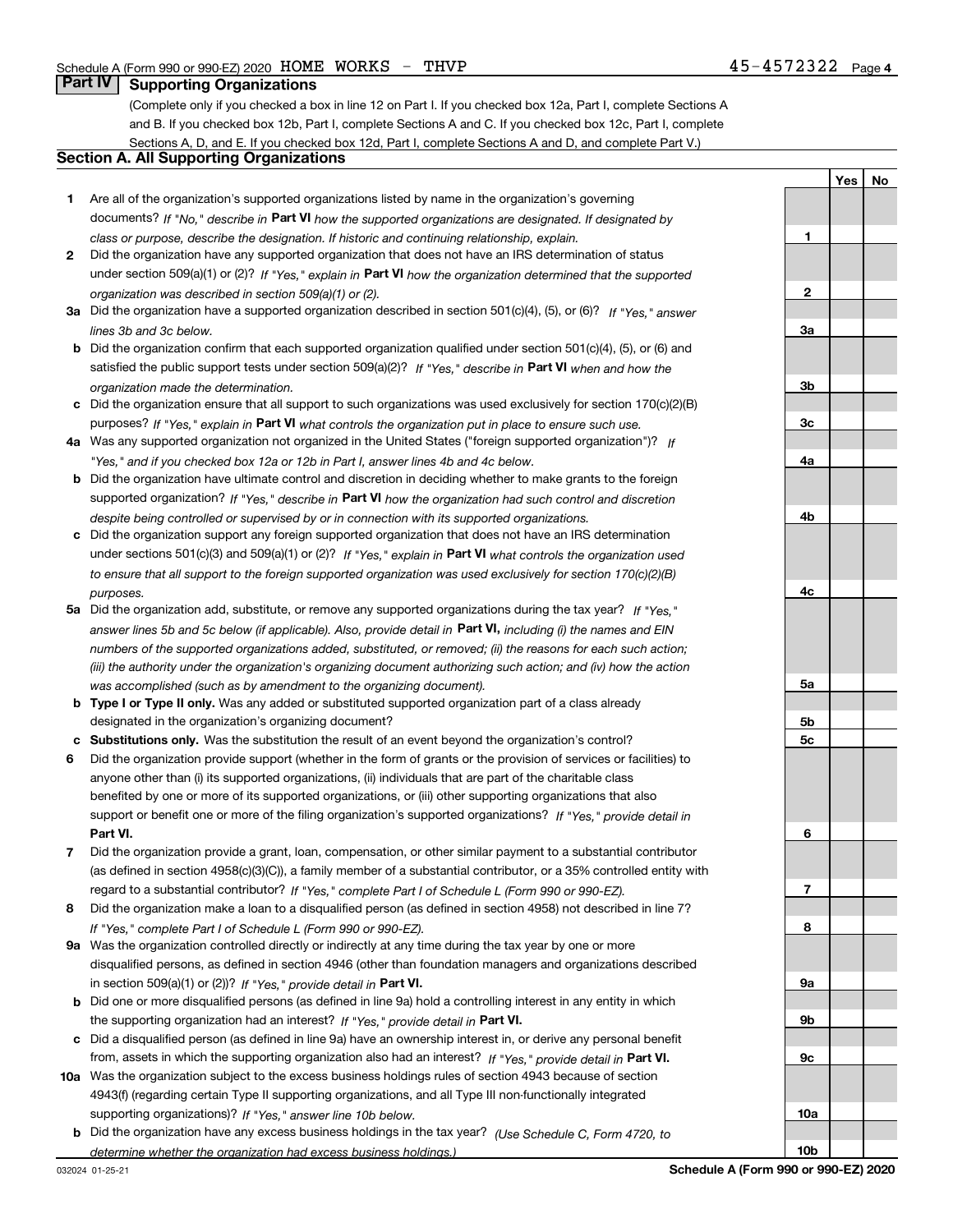Schedule A (Form 990 or 990-EZ) 2020 HOME WORKS - THVP 45-4572322 Page 4

## Part IV Supporting Organizations

(Complete only if you checked a box in line 12 on Part I. If you checked box 12a, Part I, complete Sections A and B. If you checked box 12b, Part I, complete Sections A and C. If you checked box 12c, Part I, complete Sections A, D, and E. If you checked box 12d, Part I, complete Sections A and D, and complete Part V.)

### Section A. All Supporting Organizations

| | | | Yes | No |
|---|---|---|---|---|
| **1** | Are all of the organization's supported organizations listed by name in the organization's governing documents? *If "No," describe in* **Part VI** *how the supported organizations are designated. If designated by class or purpose, describe the designation. If historic and continuing relationship, explain.* | **1** | | |
| **2** | Did the organization have any supported organization that does not have an IRS determination of status under section 509(a)(1) or (2)? *If "Yes," explain in* **Part VI** *how the organization determined that the supported organization was described in section 509(a)(1) or (2).* | **2** | | |
| **3a** | Did the organization have a supported organization described in section 501(c)(4), (5), or (6)? *If "Yes," answer lines 3b and 3c below.* | **3a** | | |
| **b** | Did the organization confirm that each supported organization qualified under section 501(c)(4), (5), or (6) and satisfied the public support tests under section 509(a)(2)? *If "Yes," describe in* **Part VI** *when and how the organization made the determination.* | **3b** | | |
| **c** | Did the organization ensure that all support to such organizations was used exclusively for section 170(c)(2)(B) purposes? *If "Yes," explain in* **Part VI** *what controls the organization put in place to ensure such use.* | **3c** | | |
| **4a** | Was any supported organization not organized in the United States ("foreign supported organization")? *If "Yes," and if you checked box 12a or 12b in Part I, answer lines 4b and 4c below.* | **4a** | | |
| **b** | Did the organization have ultimate control and discretion in deciding whether to make grants to the foreign supported organization? *If "Yes," describe in* **Part VI** *how the organization had such control and discretion despite being controlled or supervised by or in connection with its supported organizations.* | **4b** | | |
| **c** | Did the organization support any foreign supported organization that does not have an IRS determination under sections 501(c)(3) and 509(a)(1) or (2)? *If "Yes," explain in* **Part VI** *what controls the organization used to ensure that all support to the foreign supported organization was used exclusively for section 170(c)(2)(B) purposes.* | **4c** | | |
| **5a** | Did the organization add, substitute, or remove any supported organizations during the tax year? *If "Yes," answer lines 5b and 5c below (if applicable). Also, provide detail in* **Part VI,** *including (i) the names and EIN numbers of the supported organizations added, substituted, or removed; (ii) the reasons for each such action; (iii) the authority under the organization's organizing document authorizing such action; and (iv) how the action was accomplished (such as by amendment to the organizing document).* | **5a** | | |
| **b** | **Type I or Type II only.** Was any added or substituted supported organization part of a class already designated in the organization's organizing document? | **5b** | | |
| **c** | **Substitutions only.** Was the substitution the result of an event beyond the organization's control? | **5c** | | |
| **6** | Did the organization provide support (whether in the form of grants or the provision of services or facilities) to anyone other than (i) its supported organizations, (ii) individuals that are part of the charitable class benefited by one or more of its supported organizations, or (iii) other supporting organizations that also support or benefit one or more of the filing organization's supported organizations? *If "Yes," provide detail in* **Part VI.** | **6** | | |
| **7** | Did the organization provide a grant, loan, compensation, or other similar payment to a substantial contributor (as defined in section 4958(c)(3)(C)), a family member of a substantial contributor, or a 35% controlled entity with regard to a substantial contributor? *If "Yes," complete Part I of Schedule L (Form 990 or 990-EZ).* | **7** | | |
| **8** | Did the organization make a loan to a disqualified person (as defined in section 4958) not described in line 7? *If "Yes," complete Part I of Schedule L (Form 990 or 990-EZ).* | **8** | | |
| **9a** | Was the organization controlled directly or indirectly at any time during the tax year by one or more disqualified persons, as defined in section 4946 (other than foundation managers and organizations described in section 509(a)(1) or (2))? *If "Yes," provide detail in* **Part VI.** | **9a** | | |
| **b** | Did one or more disqualified persons (as defined in line 9a) hold a controlling interest in any entity in which the supporting organization had an interest? *If "Yes," provide detail in* **Part VI.** | **9b** | | |
| **c** | Did a disqualified person (as defined in line 9a) have an ownership interest in, or derive any personal benefit from, assets in which the supporting organization also had an interest? *If "Yes," provide detail in* **Part VI.** | **9c** | | |
| **10a** | Was the organization subject to the excess business holdings rules of section 4943 because of section 4943(f) (regarding certain Type II supporting organizations, and all Type III non-functionally integrated supporting organizations)? *If "Yes," answer line 10b below.* | **10a** | | |
| **b** | Did the organization have any excess business holdings in the tax year? *(Use Schedule C, Form 4720, to determine whether the organization had excess business holdings.)* | **10b** | | |

032024 01-25-21 **Schedule A (Form 990 or 990-EZ) 2020**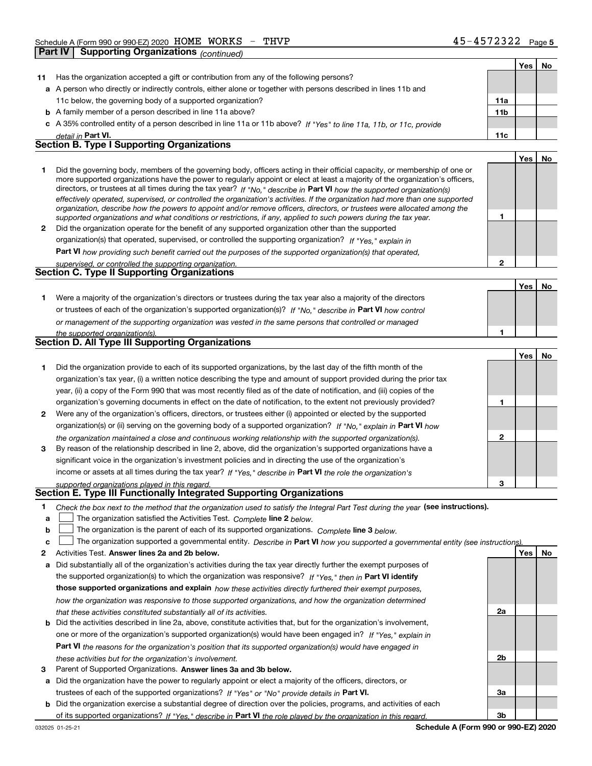Schedule A (Form 990 or 990-EZ) 2020 HOME WORKS - THVP 45-4572322 Page 5

**Part IV Supporting Organizations** *(continued)*

| | | | Yes | No |
|---|---|---|---|---|
| **11** | Has the organization accepted a gift or contribution from any of the following persons? | | | |
| **a** | A person who directly or indirectly controls, either alone or together with persons described in lines 11b and 11c below, the governing body of a supported organization? | **11a** | | |
| **b** | A family member of a person described in line 11a above? | **11b** | | |
| **c** | A 35% controlled entity of a person described in line 11a or 11b above? *If "Yes" to line 11a, 11b, or 11c, provide detail in* **Part VI.** | **11c** | | |

**Section B. Type I Supporting Organizations**

| | | | Yes | No |
|---|---|---|---|---|
| **1** | Did the governing body, members of the governing body, officers acting in their official capacity, or membership of one or more supported organizations have the power to regularly appoint or elect at least a majority of the organization's officers, directors, or trustees at all times during the tax year? *If "No," describe in* **Part VI** *how the supported organization(s) effectively operated, supervised, or controlled the organization's activities. If the organization had more than one supported organization, describe how the powers to appoint and/or remove officers, directors, or trustees were allocated among the supported organizations and what conditions or restrictions, if any, applied to such powers during the tax year.* | **1** | | |
| **2** | Did the organization operate for the benefit of any supported organization other than the supported organization(s) that operated, supervised, or controlled the supporting organization? *If "Yes," explain in* **Part VI** *how providing such benefit carried out the purposes of the supported organization(s) that operated, supervised, or controlled the supporting organization.* | **2** | | |

**Section C. Type II Supporting Organizations**

| | | | Yes | No |
|---|---|---|---|---|
| **1** | Were a majority of the organization's directors or trustees during the tax year also a majority of the directors or trustees of each of the organization's supported organization(s)? *If "No," describe in* **Part VI** *how control or management of the supporting organization was vested in the same persons that controlled or managed the supported organization(s).* | **1** | | |

**Section D. All Type III Supporting Organizations**

| | | | Yes | No |
|---|---|---|---|---|
| **1** | Did the organization provide to each of its supported organizations, by the last day of the fifth month of the organization's tax year, (i) a written notice describing the type and amount of support provided during the prior tax year, (ii) a copy of the Form 990 that was most recently filed as of the date of notification, and (iii) copies of the organization's governing documents in effect on the date of notification, to the extent not previously provided? | **1** | | |
| **2** | Were any of the organization's officers, directors, or trustees either (i) appointed or elected by the supported organization(s) or (ii) serving on the governing body of a supported organization? *If "No," explain in* **Part VI** *how the organization maintained a close and continuous working relationship with the supported organization(s).* | **2** | | |
| **3** | By reason of the relationship described in line 2, above, did the organization's supported organizations have a significant voice in the organization's investment policies and in directing the use of the organization's income or assets at all times during the tax year? *If "Yes," describe in* **Part VI** *the role the organization's supported organizations played in this regard.* | **3** | | |

**Section E. Type III Functionally Integrated Supporting Organizations**

**1** *Check the box next to the method that the organization used to satisfy the Integral Part Test during the year* **(see instructions).**

**a** ☐ The organization satisfied the Activities Test. *Complete* **line 2** *below.*

**b** ☐ The organization is the parent of each of its supported organizations. *Complete* **line 3** *below.*

**c** ☐ The organization supported a governmental entity. *Describe in* **Part VI** *how you supported a governmental entity (see instructions).*

| | | | Yes | No |
|---|---|---|---|---|
| **2** | Activities Test. **Answer lines 2a and 2b below.** | | | |
| **a** | Did substantially all of the organization's activities during the tax year directly further the exempt purposes of the supported organization(s) to which the organization was responsive? *If "Yes," then in* **Part VI identify those supported organizations and explain** *how these activities directly furthered their exempt purposes, how the organization was responsive to those supported organizations, and how the organization determined that these activities constituted substantially all of its activities.* | **2a** | | |
| **b** | Did the activities described in line 2a, above, constitute activities that, but for the organization's involvement, one or more of the organization's supported organization(s) would have been engaged in? *If "Yes," explain in* **Part VI** *the reasons for the organization's position that its supported organization(s) would have engaged in these activities but for the organization's involvement.* | **2b** | | |
| **3** | Parent of Supported Organizations. **Answer lines 3a and 3b below.** | | | |
| **a** | Did the organization have the power to regularly appoint or elect a majority of the officers, directors, or trustees of each of the supported organizations? *If "Yes" or "No" provide details in* **Part VI.** | **3a** | | |
| **b** | Did the organization exercise a substantial degree of direction over the policies, programs, and activities of each of its supported organizations? *If "Yes," describe in* **Part VI** *the role played by the organization in this regard.* | **3b** | | |

032025 01-25-21 **Schedule A (Form 990 or 990-EZ) 2020**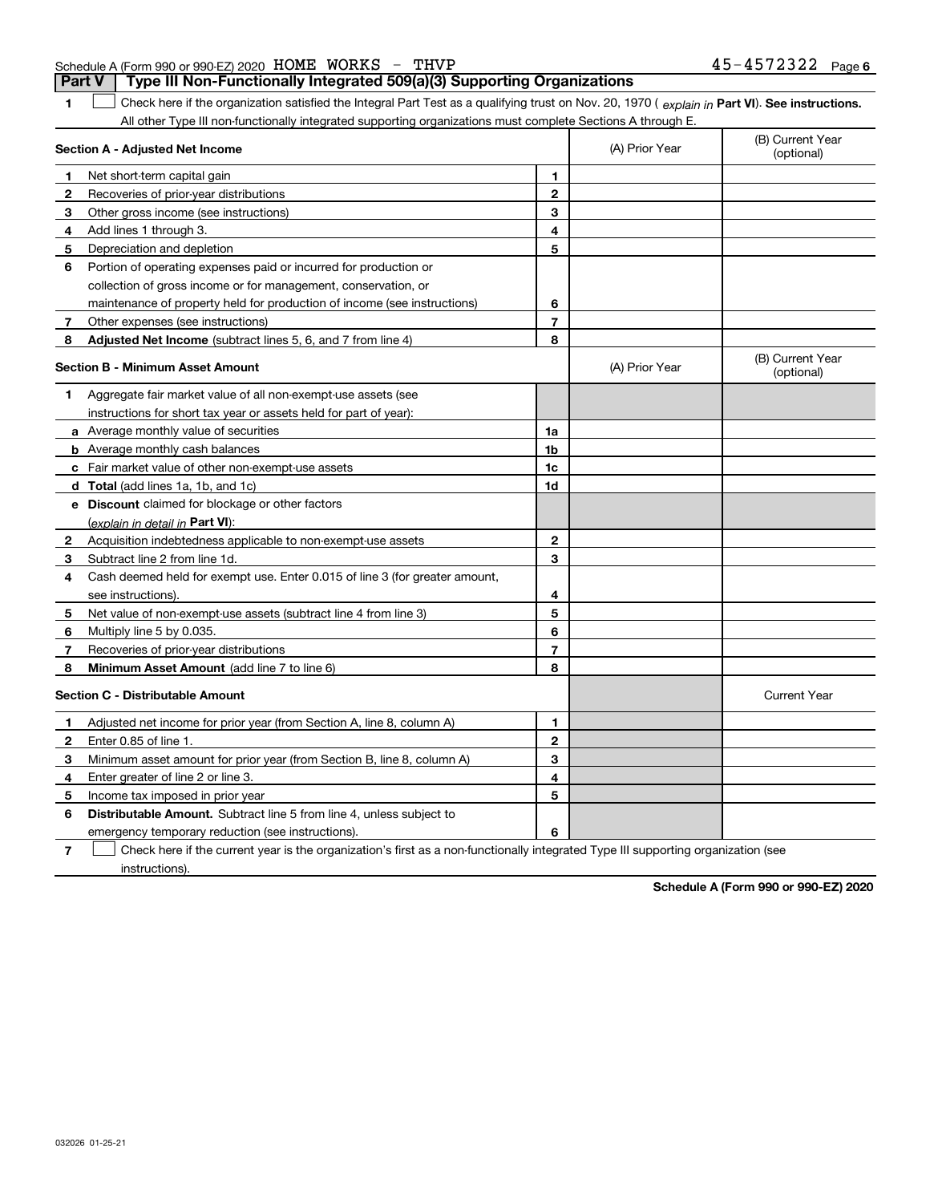Schedule A (Form 990 or 990-EZ) 2020 HOME WORKS - THVP 45-4572322 Page 6

## Part V Type III Non-Functionally Integrated 509(a)(3) Supporting Organizations

1 ☐ Check here if the organization satisfied the Integral Part Test as a qualifying trust on Nov. 20, 1970 ( *explain in* **Part VI**). **See instructions.** All other Type III non-functionally integrated supporting organizations must complete Sections A through E.

| **Section A - Adjusted Net Income** | | | (A) Prior Year | (B) Current Year (optional) |
|---|---|---|---|---|
| 1 | Net short-term capital gain | 1 | | |
| 2 | Recoveries of prior-year distributions | 2 | | |
| 3 | Other gross income (see instructions) | 3 | | |
| 4 | Add lines 1 through 3. | 4 | | |
| 5 | Depreciation and depletion | 5 | | |
| 6 | Portion of operating expenses paid or incurred for production or collection of gross income or for management, conservation, or maintenance of property held for production of income (see instructions) | 6 | | |
| 7 | Other expenses (see instructions) | 7 | | |
| 8 | **Adjusted Net Income** (subtract lines 5, 6, and 7 from line 4) | 8 | | |

| **Section B - Minimum Asset Amount** | | | (A) Prior Year | (B) Current Year (optional) |
|---|---|---|---|---|
| 1 | Aggregate fair market value of all non-exempt-use assets (see instructions for short tax year or assets held for part of year): | | | |
| a | Average monthly value of securities | 1a | | |
| b | Average monthly cash balances | 1b | | |
| c | Fair market value of other non-exempt-use assets | 1c | | |
| d | **Total** (add lines 1a, 1b, and 1c) | 1d | | |
| e | **Discount** claimed for blockage or other factors (*explain in detail in* **Part VI**): | | | |
| 2 | Acquisition indebtedness applicable to non-exempt-use assets | 2 | | |
| 3 | Subtract line 2 from line 1d. | 3 | | |
| 4 | Cash deemed held for exempt use. Enter 0.015 of line 3 (for greater amount, see instructions). | 4 | | |
| 5 | Net value of non-exempt-use assets (subtract line 4 from line 3) | 5 | | |
| 6 | Multiply line 5 by 0.035. | 6 | | |
| 7 | Recoveries of prior-year distributions | 7 | | |
| 8 | **Minimum Asset Amount** (add line 7 to line 6) | 8 | | |

| **Section C - Distributable Amount** | | | | Current Year |
|---|---|---|---|---|
| 1 | Adjusted net income for prior year (from Section A, line 8, column A) | 1 | | |
| 2 | Enter 0.85 of line 1. | 2 | | |
| 3 | Minimum asset amount for prior year (from Section B, line 8, column A) | 3 | | |
| 4 | Enter greater of line 2 or line 3. | 4 | | |
| 5 | Income tax imposed in prior year | 5 | | |
| 6 | **Distributable Amount.** Subtract line 5 from line 4, unless subject to emergency temporary reduction (see instructions). | 6 | | |

7 ☐ Check here if the current year is the organization's first as a non-functionally integrated Type III supporting organization (see instructions).

**Schedule A (Form 990 or 990-EZ) 2020**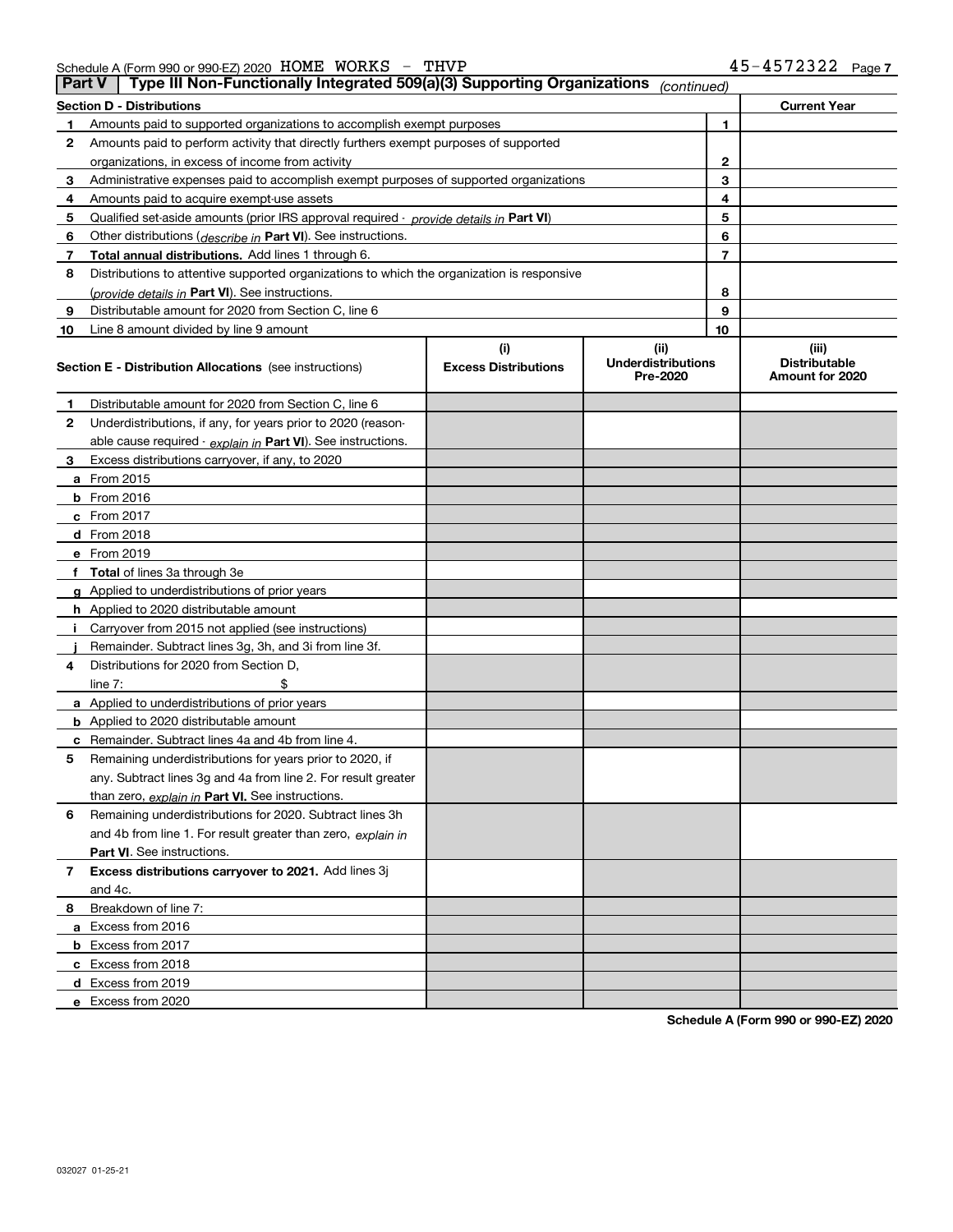Schedule A (Form 990 or 990-EZ) 2020 HOME WORKS - THVP 45-4572322 Page 7

## Part V Type III Non-Functionally Integrated 509(a)(3) Supporting Organizations *(continued)*

| **Section D - Distributions** | | | **Current Year** |
|---|---|---|---|
| **1** | Amounts paid to supported organizations to accomplish exempt purposes | 1 | |
| **2** | Amounts paid to perform activity that directly furthers exempt purposes of supported organizations, in excess of income from activity | 2 | |
| **3** | Administrative expenses paid to accomplish exempt purposes of supported organizations | 3 | |
| **4** | Amounts paid to acquire exempt-use assets | 4 | |
| **5** | Qualified set-aside amounts (prior IRS approval required - *provide details in* **Part VI**) | 5 | |
| **6** | Other distributions (*describe in* **Part VI**). See instructions. | 6 | |
| **7** | **Total annual distributions.** Add lines 1 through 6. | 7 | |
| **8** | Distributions to attentive supported organizations to which the organization is responsive (*provide details in* **Part VI**). See instructions. | 8 | |
| **9** | Distributable amount for 2020 from Section C, line 6 | 9 | |
| **10** | Line 8 amount divided by line 9 amount | 10 | |

| **Section E - Distribution Allocations** (see instructions) | **(i)** Excess Distributions | **(ii)** Underdistributions Pre-2020 | **(iii)** Distributable Amount for 2020 |
|---|---|---|---|
| **1** Distributable amount for 2020 from Section C, line 6 | | | |
| **2** Underdistributions, if any, for years prior to 2020 (reasonable cause required - *explain in* **Part VI**). See instructions. | | | |
| **3** Excess distributions carryover, if any, to 2020 | | | |
| **a** From 2015 | | | |
| **b** From 2016 | | | |
| **c** From 2017 | | | |
| **d** From 2018 | | | |
| **e** From 2019 | | | |
| **f** **Total** of lines 3a through 3e | | | |
| **g** Applied to underdistributions of prior years | | | |
| **h** Applied to 2020 distributable amount | | | |
| **i** Carryover from 2015 not applied (see instructions) | | | |
| **j** Remainder. Subtract lines 3g, 3h, and 3i from line 3f. | | | |
| **4** Distributions for 2020 from Section D, line 7: $ | | | |
| **a** Applied to underdistributions of prior years | | | |
| **b** Applied to 2020 distributable amount | | | |
| **c** Remainder. Subtract lines 4a and 4b from line 4. | | | |
| **5** Remaining underdistributions for years prior to 2020, if any. Subtract lines 3g and 4a from line 2. For result greater than zero, *explain in* **Part VI**. See instructions. | | | |
| **6** Remaining underdistributions for 2020. Subtract lines 3h and 4b from line 1. For result greater than zero, *explain in* **Part VI**. See instructions. | | | |
| **7** **Excess distributions carryover to 2021.** Add lines 3j and 4c. | | | |
| **8** Breakdown of line 7: | | | |
| **a** Excess from 2016 | | | |
| **b** Excess from 2017 | | | |
| **c** Excess from 2018 | | | |
| **d** Excess from 2019 | | | |
| **e** Excess from 2020 | | | |

**Schedule A (Form 990 or 990-EZ) 2020**

032027 01-25-21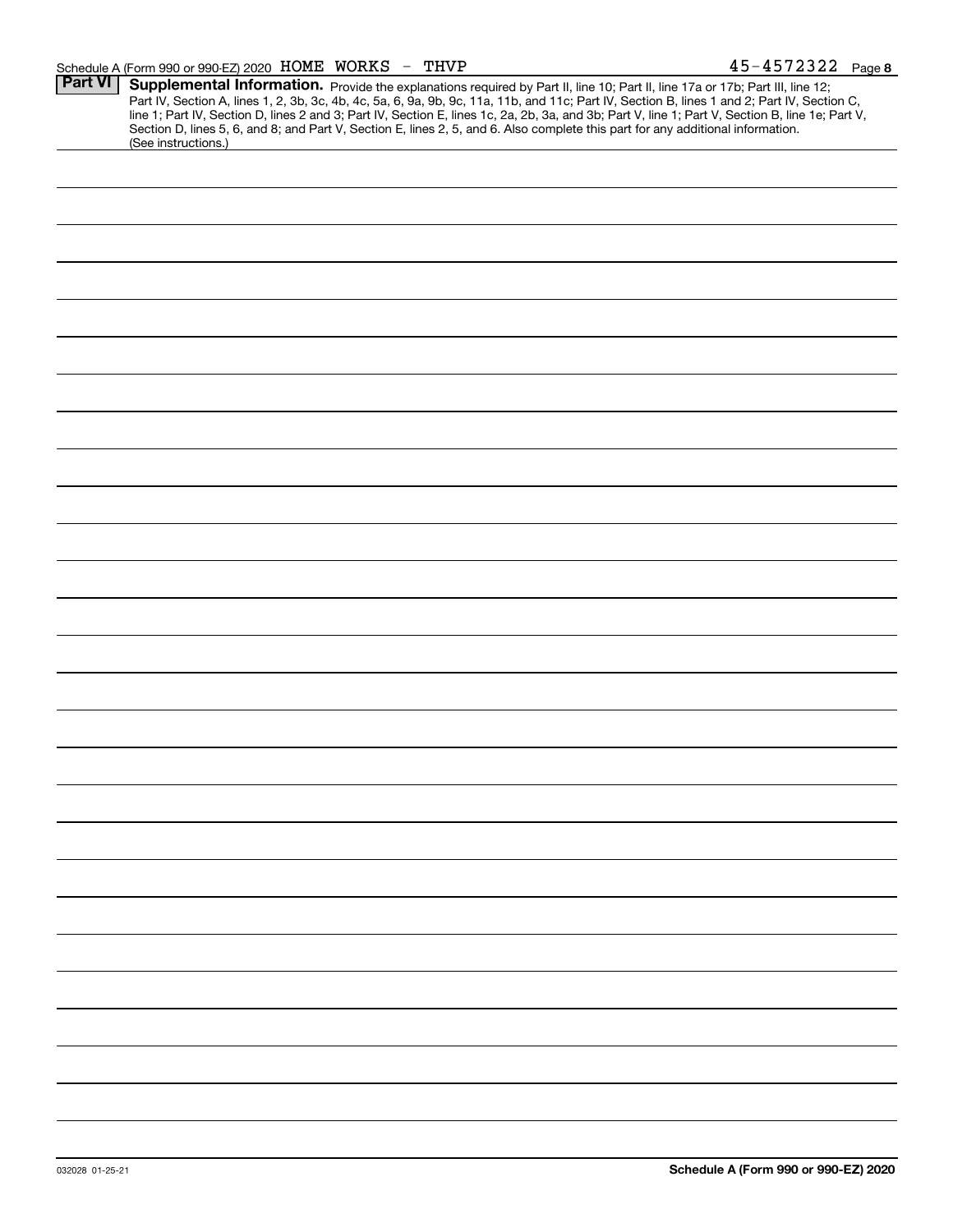Schedule A (Form 990 or 990-EZ) 2020 HOME WORKS - THVP 45-4572322 Page 8

**Part VI** **Supplemental Information.** Provide the explanations required by Part II, line 10; Part II, line 17a or 17b; Part III, line 12; Part IV, Section A, lines 1, 2, 3b, 3c, 4b, 4c, 5a, 6, 9a, 9b, 9c, 11a, 11b, and 11c; Part IV, Section B, lines 1 and 2; Part IV, Section C, line 1; Part IV, Section D, lines 2 and 3; Part IV, Section E, lines 1c, 2a, 2b, 3a, and 3b; Part V, line 1; Part V, Section B, line 1e; Part V, Section D, lines 5, 6, and 8; and Part V, Section E, lines 2, 5, and 6. Also complete this part for any additional information. (See instructions.)

032028 01-25-21 **Schedule A (Form 990 or 990-EZ) 2020**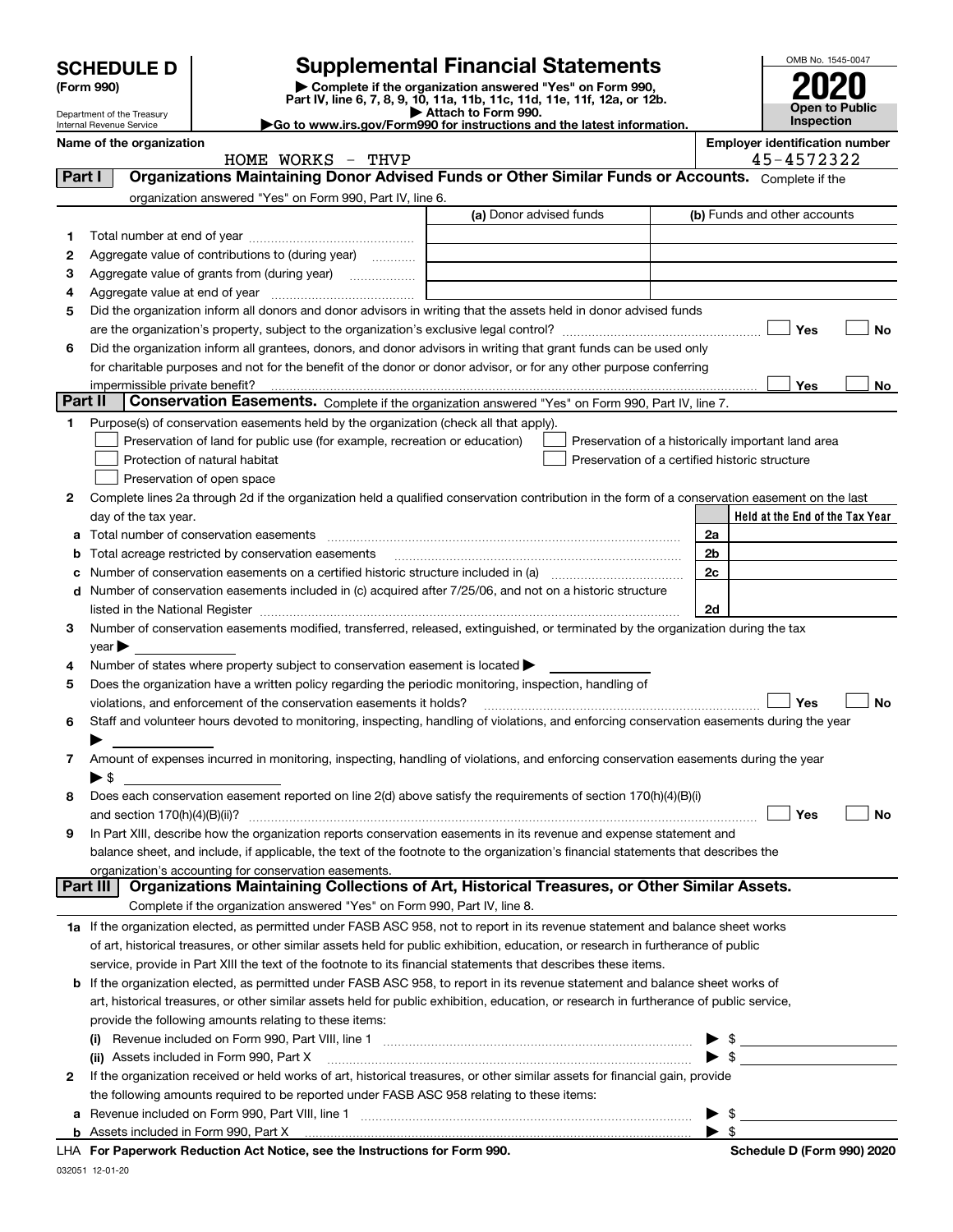# SCHEDULE D (Form 990)

Department of the Treasury
Internal Revenue Service

# Supplemental Financial Statements

▶ Complete if the organization answered "Yes" on Form 990, Part IV, line 6, 7, 8, 9, 10, 11a, 11b, 11c, 11d, 11e, 11f, 12a, or 12b.
▶ Attach to Form 990.
▶Go to www.irs.gov/Form990 for instructions and the latest information.

OMB No. 1545-0047

**2020**

**Open to Public Inspection**

**Name of the organization:** HOME WORKS - THVP

**Employer identification number:** 45-4572322

## Part I Organizations Maintaining Donor Advised Funds or Other Similar Funds or Accounts. 

Complete if the organization answered "Yes" on Form 990, Part IV, line 6.

| | | (a) Donor advised funds | (b) Funds and other accounts |
|---|---|---|---|
| 1 | Total number at end of year | | |
| 2 | Aggregate value of contributions to (during year) | | |
| 3 | Aggregate value of grants from (during year) | | |
| 4 | Aggregate value at end of year | | |

5 Did the organization inform all donors and donor advisors in writing that the assets held in donor advised funds are the organization's property, subject to the organization's exclusive legal control? ☐ Yes ☐ No

6 Did the organization inform all grantees, donors, and donor advisors in writing that grant funds can be used only for charitable purposes and not for the benefit of the donor or donor advisor, or for any other purpose conferring impermissible private benefit? ☐ Yes ☐ No

## Part II Conservation Easements. 

Complete if the organization answered "Yes" on Form 990, Part IV, line 7.

1 Purpose(s) of conservation easements held by the organization (check all that apply).

- ☐ Preservation of land for public use (for example, recreation or education)
- ☐ Protection of natural habitat
- ☐ Preservation of open space
- ☐ Preservation of a historically important land area
- ☐ Preservation of a certified historic structure

2 Complete lines 2a through 2d if the organization held a qualified conservation contribution in the form of a conservation easement on the last day of the tax year.

| | | | Held at the End of the Tax Year |
|---|---|---|---|
| a | Total number of conservation easements | 2a | |
| b | Total acreage restricted by conservation easements | 2b | |
| c | Number of conservation easements on a certified historic structure included in (a) | 2c | |
| d | Number of conservation easements included in (c) acquired after 7/25/06, and not on a historic structure listed in the National Register | 2d | |

3 Number of conservation easements modified, transferred, released, extinguished, or terminated by the organization during the tax year ▶

4 Number of states where property subject to conservation easement is located ▶

5 Does the organization have a written policy regarding the periodic monitoring, inspection, handling of violations, and enforcement of the conservation easements it holds? ☐ Yes ☐ No

6 Staff and volunteer hours devoted to monitoring, inspecting, handling of violations, and enforcing conservation easements during the year ▶

7 Amount of expenses incurred in monitoring, inspecting, handling of violations, and enforcing conservation easements during the year ▶ $

8 Does each conservation easement reported on line 2(d) above satisfy the requirements of section 170(h)(4)(B)(i) and section 170(h)(4)(B)(ii)? ☐ Yes ☐ No

9 In Part XIII, describe how the organization reports conservation easements in its revenue and expense statement and balance sheet, and include, if applicable, the text of the footnote to the organization's financial statements that describes the organization's accounting for conservation easements.

## Part III Organizations Maintaining Collections of Art, Historical Treasures, or Other Similar Assets.

Complete if the organization answered "Yes" on Form 990, Part IV, line 8.

1a If the organization elected, as permitted under FASB ASC 958, not to report in its revenue statement and balance sheet works of art, historical treasures, or other similar assets held for public exhibition, education, or research in furtherance of public service, provide in Part XIII the text of the footnote to its financial statements that describes these items.

b If the organization elected, as permitted under FASB ASC 958, to report in its revenue statement and balance sheet works of art, historical treasures, or other similar assets held for public exhibition, education, or research in furtherance of public service, provide the following amounts relating to these items:

(i) Revenue included on Form 990, Part VIII, line 1 ▶ $

(ii) Assets included in Form 990, Part X ▶ $

2 If the organization received or held works of art, historical treasures, or other similar assets for financial gain, provide the following amounts required to be reported under FASB ASC 958 relating to these items:

a Revenue included on Form 990, Part VIII, line 1 ▶ $

b Assets included in Form 990, Part X ▶ $

LHA For Paperwork Reduction Act Notice, see the Instructions for Form 990. Schedule D (Form 990) 2020

032051 12-01-20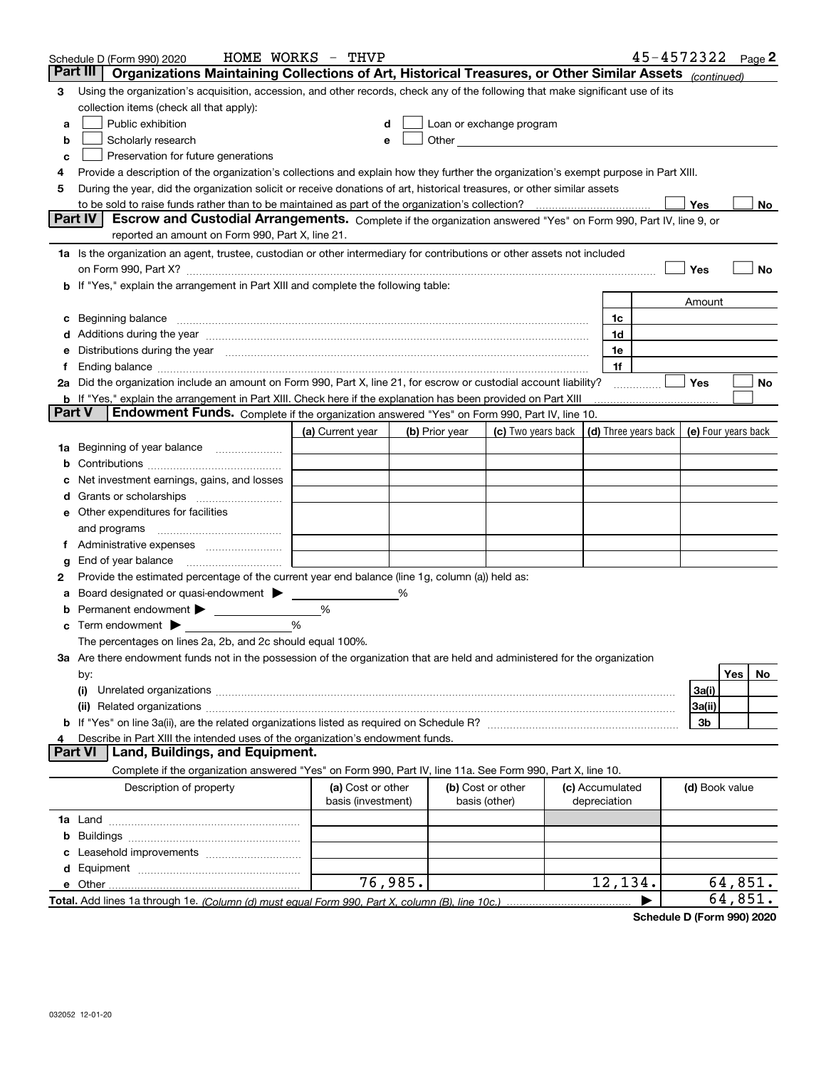Schedule D (Form 990) 2020 HOME WORKS - THVP 45-4572322 Page 2

## Part III Organizations Maintaining Collections of Art, Historical Treasures, or Other Similar Assets *(continued)*

**3** Using the organization's acquisition, accession, and other records, check any of the following that make significant use of its collection items (check all that apply):

- **a** ☐ Public exhibition
- **b** ☐ Scholarly research
- **c** ☐ Preservation for future generations
- **d** ☐ Loan or exchange program
- **e** ☐ Other

**4** Provide a description of the organization's collections and explain how they further the organization's exempt purpose in Part XIII.

**5** During the year, did the organization solicit or receive donations of art, historical treasures, or other similar assets to be sold to raise funds rather than to be maintained as part of the organization's collection? ☐ Yes ☐ No

## Part IV Escrow and Custodial Arrangements.

Complete if the organization answered "Yes" on Form 990, Part IV, line 9, or reported an amount on Form 990, Part X, line 21.

**1a** Is the organization an agent, trustee, custodian or other intermediary for contributions or other assets not included on Form 990, Part X? ☐ Yes ☐ No

**b** If "Yes," explain the arrangement in Part XIII and complete the following table:

| | | Amount |
|---|---|---|
| **c** Beginning balance | 1c | |
| **d** Additions during the year | 1d | |
| **e** Distributions during the year | 1e | |
| **f** Ending balance | 1f | |

**2a** Did the organization include an amount on Form 990, Part X, line 21, for escrow or custodial account liability? ☐ Yes ☐ No

**b** If "Yes," explain the arrangement in Part XIII. Check here if the explanation has been provided on Part XIII ☐

## Part V Endowment Funds.

Complete if the organization answered "Yes" on Form 990, Part IV, line 10.

| | (a) Current year | (b) Prior year | (c) Two years back | (d) Three years back | (e) Four years back |
|---|---|---|---|---|---|
| **1a** Beginning of year balance | | | | | |
| **b** Contributions | | | | | |
| **c** Net investment earnings, gains, and losses | | | | | |
| **d** Grants or scholarships | | | | | |
| **e** Other expenditures for facilities and programs | | | | | |
| **f** Administrative expenses | | | | | |
| **g** End of year balance | | | | | |

**2** Provide the estimated percentage of the current year end balance (line 1g, column (a)) held as:

- **a** Board designated or quasi-endowment ▶ %
- **b** Permanent endowment ▶ %
- **c** Term endowment ▶ %

The percentages on lines 2a, 2b, and 2c should equal 100%.

**3a** Are there endowment funds not in the possession of the organization that are held and administered for the organization by:

| | | Yes | No |
|---|---|---|---|
| **(i)** Unrelated organizations | 3a(i) | | |
| **(ii)** Related organizations | 3a(ii) | | |
| **b** If "Yes" on line 3a(ii), are the related organizations listed as required on Schedule R? | 3b | | |

**4** Describe in Part XIII the intended uses of the organization's endowment funds.

## Part VI Land, Buildings, and Equipment.

Complete if the organization answered "Yes" on Form 990, Part IV, line 11a. See Form 990, Part X, line 10.

| Description of property | (a) Cost or other basis (investment) | (b) Cost or other basis (other) | (c) Accumulated depreciation | (d) Book value |
|---|---|---|---|---|
| **1a** Land | | | | |
| **b** Buildings | | | | |
| **c** Leasehold improvements | | | | |
| **d** Equipment | | | | |
| **e** Other | 76,985. | | 12,134. | 64,851. |

**Total.** Add lines 1a through 1e. *(Column (d) must equal Form 990, Part X, column (B), line 10c.)* ▶ 64,851.

**Schedule D (Form 990) 2020**

032052 12-01-20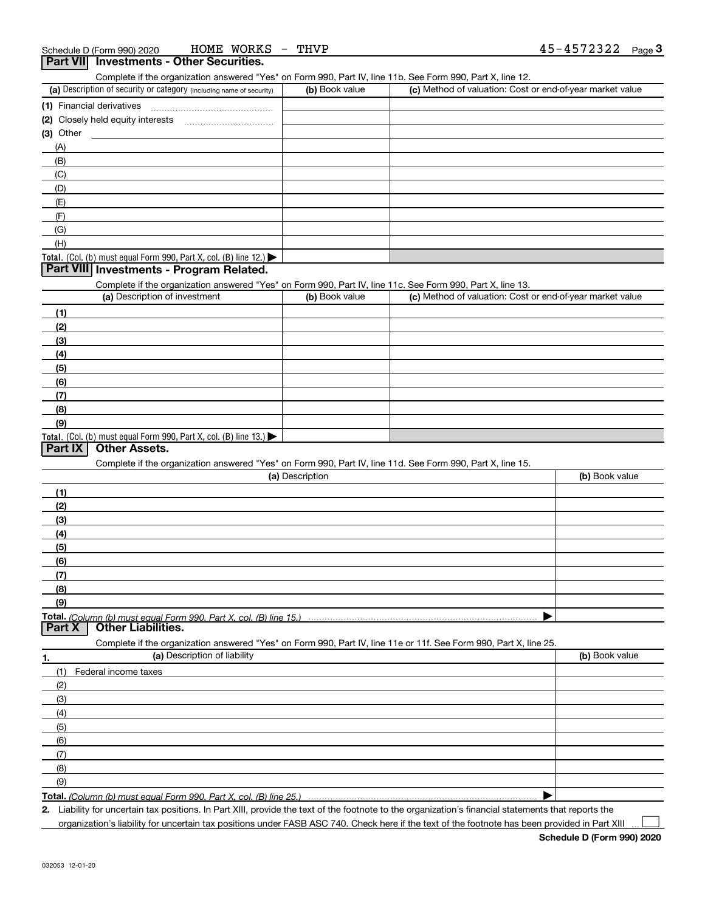Schedule D (Form 990) 2020 HOME WORKS - THVP 45-4572322

## Part VII Investments - Other Securities.

Complete if the organization answered "Yes" on Form 990, Part IV, line 11b. See Form 990, Part X, line 12.

| (a) Description of security or category (including name of security) | (b) Book value | (c) Method of valuation: Cost or end-of-year market value |
|---|---|---|
| (1) Financial derivatives | | |
| (2) Closely held equity interests | | |
| (3) Other | | |
| (A) | | |
| (B) | | |
| (C) | | |
| (D) | | |
| (E) | | |
| (F) | | |
| (G) | | |
| (H) | | |
| **Total.** (Col. (b) must equal Form 990, Part X, col. (B) line 12.) ▶ | | |

## Part VIII Investments - Program Related.

Complete if the organization answered "Yes" on Form 990, Part IV, line 11c. See Form 990, Part X, line 13.

| (a) Description of investment | (b) Book value | (c) Method of valuation: Cost or end-of-year market value |
|---|---|---|
| (1) | | |
| (2) | | |
| (3) | | |
| (4) | | |
| (5) | | |
| (6) | | |
| (7) | | |
| (8) | | |
| (9) | | |
| **Total.** (Col. (b) must equal Form 990, Part X, col. (B) line 13.) ▶ | | |

## Part IX Other Assets.

Complete if the organization answered "Yes" on Form 990, Part IV, line 11d. See Form 990, Part X, line 15.

| (a) Description | (b) Book value |
|---|---|
| (1) | |
| (2) | |
| (3) | |
| (4) | |
| (5) | |
| (6) | |
| (7) | |
| (8) | |
| (9) | |
| **Total.** *(Column (b) must equal Form 990, Part X, col. (B) line 15.)* ▶ | |

## Part X Other Liabilities.

Complete if the organization answered "Yes" on Form 990, Part IV, line 11e or 11f. See Form 990, Part X, line 25.

| 1. (a) Description of liability | (b) Book value |
|---|---|
| (1) Federal income taxes | |
| (2) | |
| (3) | |
| (4) | |
| (5) | |
| (6) | |
| (7) | |
| (8) | |
| (9) | |
| **Total.** *(Column (b) must equal Form 990, Part X, col. (B) line 25.)* ▶ | |

**2.** Liability for uncertain tax positions. In Part XIII, provide the text of the footnote to the organization's financial statements that reports the organization's liability for uncertain tax positions under FASB ASC 740. Check here if the text of the footnote has been provided in Part XIII ☐

**Schedule D (Form 990) 2020**

032053 12-01-20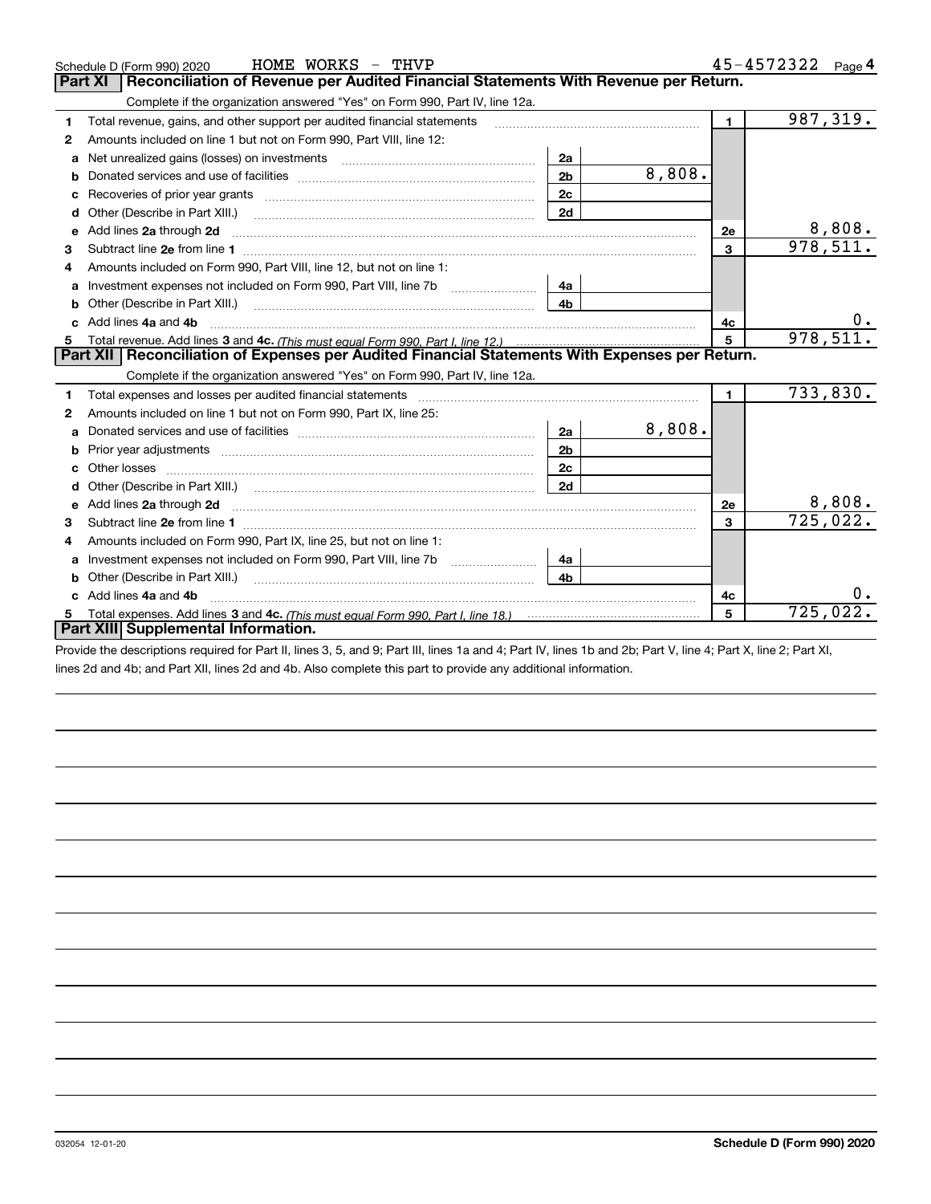Schedule D (Form 990) 2020 HOME WORKS - THVP 45-4572322 Page 4

## Part XI Reconciliation of Revenue per Audited Financial Statements With Revenue per Return.

Complete if the organization answered "Yes" on Form 990, Part IV, line 12a.

| | | | | | |
|---|---|---|---|---|---|
| 1 | Total revenue, gains, and other support per audited financial statements | | | 1 | 987,319. |
| 2 | Amounts included on line 1 but not on Form 990, Part VIII, line 12: | | | | |
| a | Net unrealized gains (losses) on investments | 2a | | | |
| b | Donated services and use of facilities | 2b | 8,808. | | |
| c | Recoveries of prior year grants | 2c | | | |
| d | Other (Describe in Part XIII.) | 2d | | | |
| e | Add lines 2a through 2d | | | 2e | 8,808. |
| 3 | Subtract line 2e from line 1 | | | 3 | 978,511. |
| 4 | Amounts included on Form 990, Part VIII, line 12, but not on line 1: | | | | |
| a | Investment expenses not included on Form 990, Part VIII, line 7b | 4a | | | |
| b | Other (Describe in Part XIII.) | 4b | | | |
| c | Add lines 4a and 4b | | | 4c | 0. |
| 5 | Total revenue. Add lines 3 and 4c. *(This must equal Form 990, Part I, line 12.)* | | | 5 | 978,511. |

## Part XII Reconciliation of Expenses per Audited Financial Statements With Expenses per Return.

Complete if the organization answered "Yes" on Form 990, Part IV, line 12a.

| | | | | | |
|---|---|---|---|---|---|
| 1 | Total expenses and losses per audited financial statements | | | 1 | 733,830. |
| 2 | Amounts included on line 1 but not on Form 990, Part IX, line 25: | | | | |
| a | Donated services and use of facilities | 2a | 8,808. | | |
| b | Prior year adjustments | 2b | | | |
| c | Other losses | 2c | | | |
| d | Other (Describe in Part XIII.) | 2d | | | |
| e | Add lines 2a through 2d | | | 2e | 8,808. |
| 3 | Subtract line 2e from line 1 | | | 3 | 725,022. |
| 4 | Amounts included on Form 990, Part IX, line 25, but not on line 1: | | | | |
| a | Investment expenses not included on Form 990, Part VIII, line 7b | 4a | | | |
| b | Other (Describe in Part XIII.) | 4b | | | |
| c | Add lines 4a and 4b | | | 4c | 0. |
| 5 | Total expenses. Add lines 3 and 4c. *(This must equal Form 990, Part I, line 18.)* | | | 5 | 725,022. |

## Part XIII Supplemental Information.

Provide the descriptions required for Part II, lines 3, 5, and 9; Part III, lines 1a and 4; Part IV, lines 1b and 2b; Part V, line 4; Part X, line 2; Part XI, lines 2d and 4b; and Part XII, lines 2d and 4b. Also complete this part to provide any additional information.

032054 12-01-20 **Schedule D (Form 990) 2020**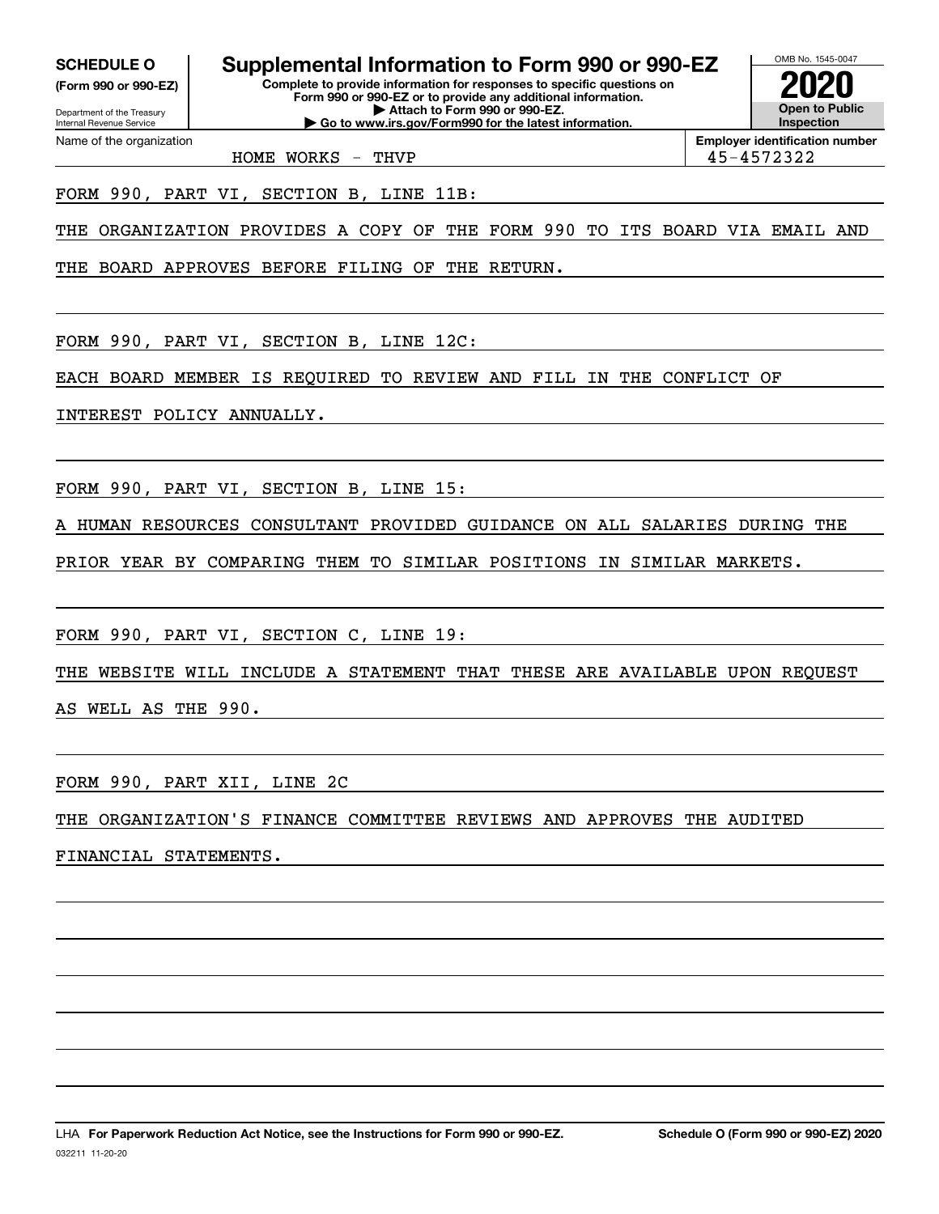**SCHEDULE O**
**(Form 990 or 990-EZ)**

Department of the Treasury
Internal Revenue Service

# Supplemental Information to Form 990 or 990-EZ

**Complete to provide information for responses to specific questions on Form 990 or 990-EZ or to provide any additional information.**
**▶ Attach to Form 990 or 990-EZ.**
**▶ Go to www.irs.gov/Form990 for the latest information.**

OMB No. 1545-0047
**2020**
**Open to Public Inspection**

Name of the organization: HOME WORKS - THVP

**Employer identification number:** 45-4572322

FORM 990, PART VI, SECTION B, LINE 11B:

THE ORGANIZATION PROVIDES A COPY OF THE FORM 990 TO ITS BOARD VIA EMAIL AND THE BOARD APPROVES BEFORE FILING OF THE RETURN.

FORM 990, PART VI, SECTION B, LINE 12C:

EACH BOARD MEMBER IS REQUIRED TO REVIEW AND FILL IN THE CONFLICT OF INTEREST POLICY ANNUALLY.

FORM 990, PART VI, SECTION B, LINE 15:

A HUMAN RESOURCES CONSULTANT PROVIDED GUIDANCE ON ALL SALARIES DURING THE PRIOR YEAR BY COMPARING THEM TO SIMILAR POSITIONS IN SIMILAR MARKETS.

FORM 990, PART VI, SECTION C, LINE 19:

THE WEBSITE WILL INCLUDE A STATEMENT THAT THESE ARE AVAILABLE UPON REQUEST AS WELL AS THE 990.

FORM 990, PART XII, LINE 2C

THE ORGANIZATION'S FINANCE COMMITTEE REVIEWS AND APPROVES THE AUDITED FINANCIAL STATEMENTS.

LHA **For Paperwork Reduction Act Notice, see the Instructions for Form 990 or 990-EZ.** **Schedule O (Form 990 or 990-EZ) 2020**

032211 11-20-20